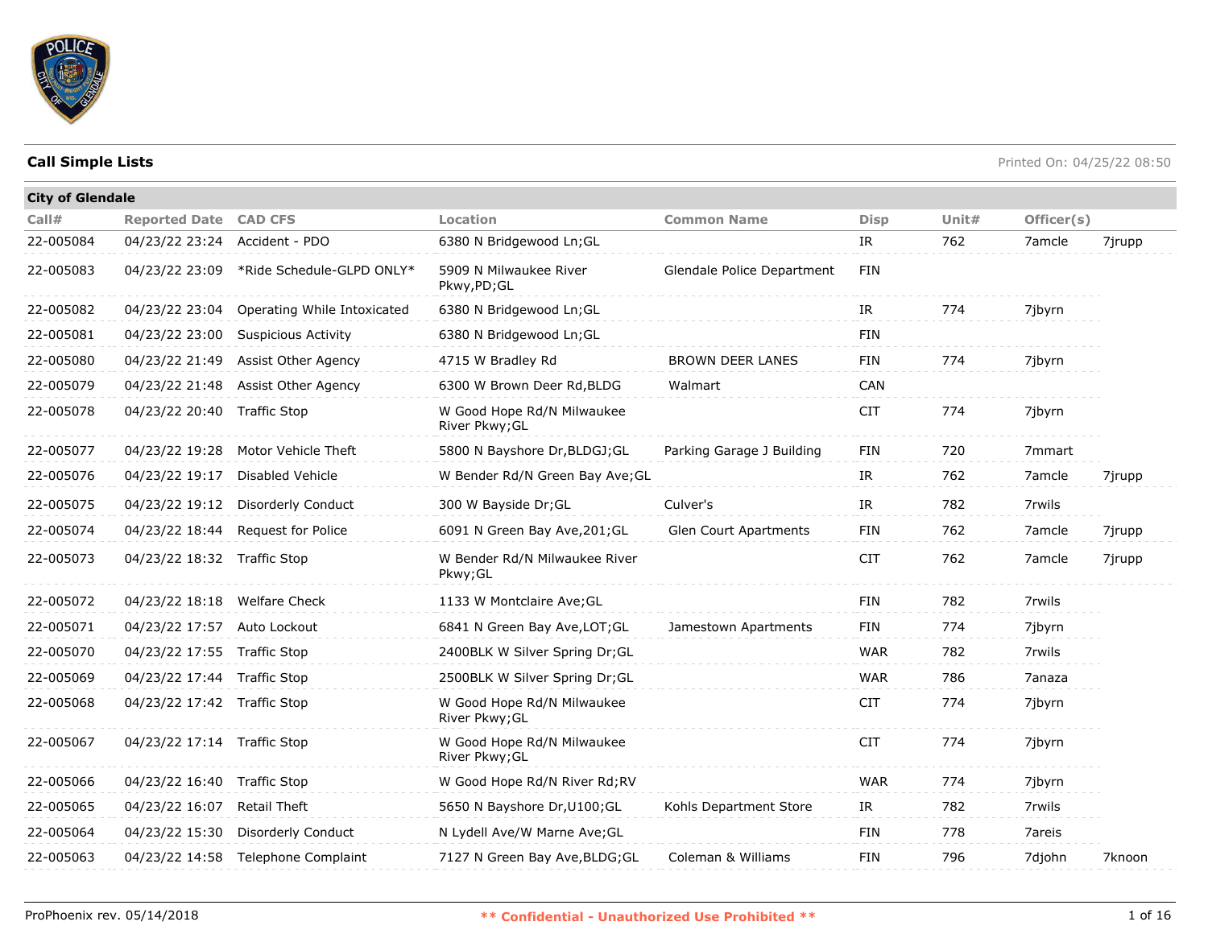## Call Simple Lists

Printed On: 04/25/22 08:50

**City of Glendale**

| Call# | Reported Date | CAD CFS | Location | Common Name | Disp | Unit# | Officer(s) | |
|---|---|---|---|---|---|---|---|---|
| 22-005084 | 04/23/22 23:24 | Accident - PDO | 6380 N Bridgewood Ln;GL | | IR | 762 | 7amcle | 7jrupp |
| 22-005083 | 04/23/22 23:09 | *Ride Schedule-GLPD ONLY* | 5909 N Milwaukee River Pkwy,PD;GL | Glendale Police Department | FIN | | | |
| 22-005082 | 04/23/22 23:04 | Operating While Intoxicated | 6380 N Bridgewood Ln;GL | | IR | 774 | 7jbyrn | |
| 22-005081 | 04/23/22 23:00 | Suspicious Activity | 6380 N Bridgewood Ln;GL | | FIN | | | |
| 22-005080 | 04/23/22 21:49 | Assist Other Agency | 4715 W Bradley Rd | BROWN DEER LANES | FIN | 774 | 7jbyrn | |
| 22-005079 | 04/23/22 21:48 | Assist Other Agency | 6300 W Brown Deer Rd,BLDG | Walmart | CAN | | | |
| 22-005078 | 04/23/22 20:40 | Traffic Stop | W Good Hope Rd/N Milwaukee River Pkwy;GL | | CIT | 774 | 7jbyrn | |
| 22-005077 | 04/23/22 19:28 | Motor Vehicle Theft | 5800 N Bayshore Dr,BLDGJ;GL | Parking Garage J Building | FIN | 720 | 7mmart | |
| 22-005076 | 04/23/22 19:17 | Disabled Vehicle | W Bender Rd/N Green Bay Ave;GL | | IR | 762 | 7amcle | 7jrupp |
| 22-005075 | 04/23/22 19:12 | Disorderly Conduct | 300 W Bayside Dr;GL | Culver's | IR | 782 | 7rwils | |
| 22-005074 | 04/23/22 18:44 | Request for Police | 6091 N Green Bay Ave,201;GL | Glen Court Apartments | FIN | 762 | 7amcle | 7jrupp |
| 22-005073 | 04/23/22 18:32 | Traffic Stop | W Bender Rd/N Milwaukee River Pkwy;GL | | CIT | 762 | 7amcle | 7jrupp |
| 22-005072 | 04/23/22 18:18 | Welfare Check | 1133 W Montclaire Ave;GL | | FIN | 782 | 7rwils | |
| 22-005071 | 04/23/22 17:57 | Auto Lockout | 6841 N Green Bay Ave,LOT;GL | Jamestown Apartments | FIN | 774 | 7jbyrn | |
| 22-005070 | 04/23/22 17:55 | Traffic Stop | 2400BLK W Silver Spring Dr;GL | | WAR | 782 | 7rwils | |
| 22-005069 | 04/23/22 17:44 | Traffic Stop | 2500BLK W Silver Spring Dr;GL | | WAR | 786 | 7anaza | |
| 22-005068 | 04/23/22 17:42 | Traffic Stop | W Good Hope Rd/N Milwaukee River Pkwy;GL | | CIT | 774 | 7jbyrn | |
| 22-005067 | 04/23/22 17:14 | Traffic Stop | W Good Hope Rd/N Milwaukee River Pkwy;GL | | CIT | 774 | 7jbyrn | |
| 22-005066 | 04/23/22 16:40 | Traffic Stop | W Good Hope Rd/N River Rd;RV | | WAR | 774 | 7jbyrn | |
| 22-005065 | 04/23/22 16:07 | Retail Theft | 5650 N Bayshore Dr,U100;GL | Kohls Department Store | IR | 782 | 7rwils | |
| 22-005064 | 04/23/22 15:30 | Disorderly Conduct | N Lydell Ave/W Marne Ave;GL | | FIN | 778 | 7areis | |
| 22-005063 | 04/23/22 14:58 | Telephone Complaint | 7127 N Green Bay Ave,BLDG;GL | Coleman & Williams | FIN | 796 | 7djohn | 7knoon |

ProPhoenix rev. 05/14/2018 ** Confidential - Unauthorized Use Prohibited **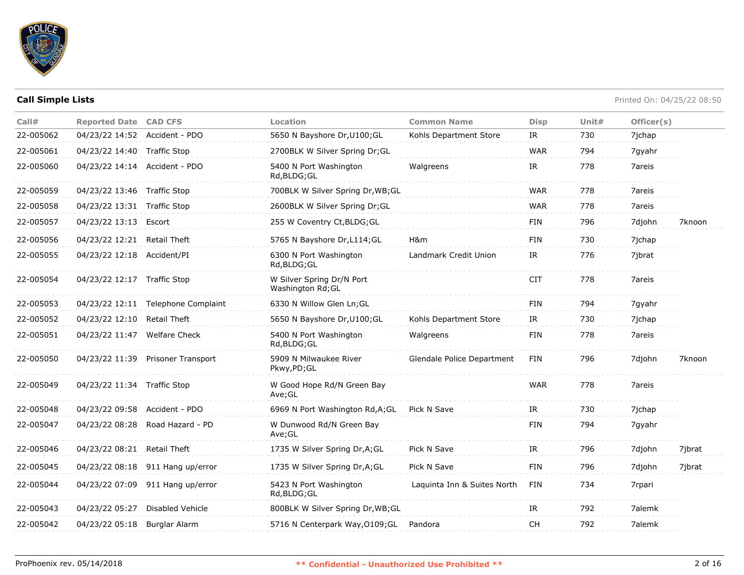**Call Simple Lists**

Printed On: 04/25/22 08:50

| Call# | Reported Date | CAD CFS | Location | Common Name | Disp | Unit# | Officer(s) | |
|---|---|---|---|---|---|---|---|---|
| 22-005062 | 04/23/22 14:52 | Accident - PDO | 5650 N Bayshore Dr,U100;GL | Kohls Department Store | IR | 730 | 7jchap | |
| 22-005061 | 04/23/22 14:40 | Traffic Stop | 2700BLK W Silver Spring Dr;GL | | WAR | 794 | 7gyahr | |
| 22-005060 | 04/23/22 14:14 | Accident - PDO | 5400 N Port Washington Rd,BLDG;GL | Walgreens | IR | 778 | 7areis | |
| 22-005059 | 04/23/22 13:46 | Traffic Stop | 700BLK W Silver Spring Dr,WB;GL | | WAR | 778 | 7areis | |
| 22-005058 | 04/23/22 13:31 | Traffic Stop | 2600BLK W Silver Spring Dr;GL | | WAR | 778 | 7areis | |
| 22-005057 | 04/23/22 13:13 | Escort | 255 W Coventry Ct,BLDG;GL | | FIN | 796 | 7djohn | 7knoon |
| 22-005056 | 04/23/22 12:21 | Retail Theft | 5765 N Bayshore Dr,L114;GL | H&m | FIN | 730 | 7jchap | |
| 22-005055 | 04/23/22 12:18 | Accident/PI | 6300 N Port Washington Rd,BLDG;GL | Landmark Credit Union | IR | 776 | 7jbrat | |
| 22-005054 | 04/23/22 12:17 | Traffic Stop | W Silver Spring Dr/N Port Washington Rd;GL | | CIT | 778 | 7areis | |
| 22-005053 | 04/23/22 12:11 | Telephone Complaint | 6330 N Willow Glen Ln;GL | | FIN | 794 | 7gyahr | |
| 22-005052 | 04/23/22 12:10 | Retail Theft | 5650 N Bayshore Dr,U100;GL | Kohls Department Store | IR | 730 | 7jchap | |
| 22-005051 | 04/23/22 11:47 | Welfare Check | 5400 N Port Washington Rd,BLDG;GL | Walgreens | FIN | 778 | 7areis | |
| 22-005050 | 04/23/22 11:39 | Prisoner Transport | 5909 N Milwaukee River Pkwy,PD;GL | Glendale Police Department | FIN | 796 | 7djohn | 7knoon |
| 22-005049 | 04/23/22 11:34 | Traffic Stop | W Good Hope Rd/N Green Bay Ave;GL | | WAR | 778 | 7areis | |
| 22-005048 | 04/23/22 09:58 | Accident - PDO | 6969 N Port Washington Rd,A;GL | Pick N Save | IR | 730 | 7jchap | |
| 22-005047 | 04/23/22 08:28 | Road Hazard - PD | W Dunwood Rd/N Green Bay Ave;GL | | FIN | 794 | 7gyahr | |
| 22-005046 | 04/23/22 08:21 | Retail Theft | 1735 W Silver Spring Dr,A;GL | Pick N Save | IR | 796 | 7djohn | 7jbrat |
| 22-005045 | 04/23/22 08:18 | 911 Hang up/error | 1735 W Silver Spring Dr,A;GL | Pick N Save | FIN | 796 | 7djohn | 7jbrat |
| 22-005044 | 04/23/22 07:09 | 911 Hang up/error | 5423 N Port Washington Rd,BLDG;GL | Laquinta Inn & Suites North | FIN | 734 | 7rpari | |
| 22-005043 | 04/23/22 05:27 | Disabled Vehicle | 800BLK W Silver Spring Dr,WB;GL | | IR | 792 | 7alemk | |
| 22-005042 | 04/23/22 05:18 | Burglar Alarm | 5716 N Centerpark Way,O109;GL | Pandora | CH | 792 | 7alemk | |

ProPhoenix rev. 05/14/2018

** Confidential - Unauthorized Use Prohibited **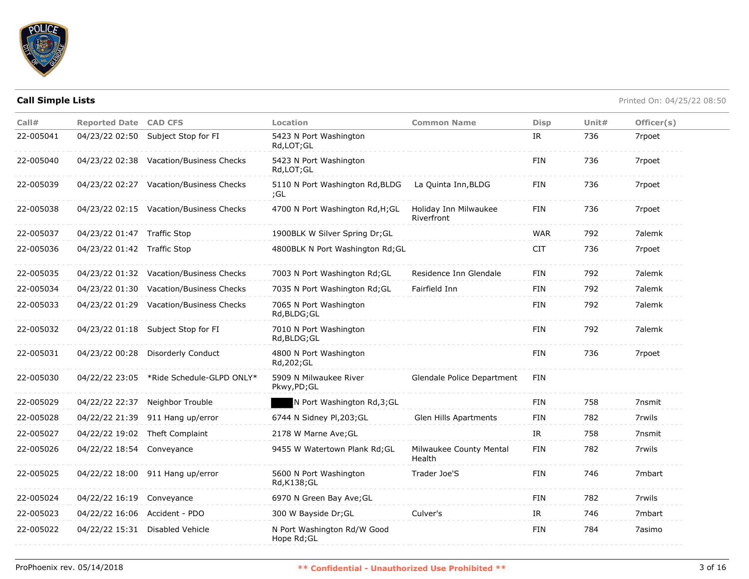**Call Simple Lists**

Printed On: 04/25/22 08:50

| Call# | Reported Date | CAD CFS | Location | Common Name | Disp | Unit# | Officer(s) |
|---|---|---|---|---|---|---|---|
| 22-005041 | 04/23/22 02:50 | Subject Stop for FI | 5423 N Port Washington Rd,LOT;GL | | IR | 736 | 7rpoet |
| 22-005040 | 04/23/22 02:38 | Vacation/Business Checks | 5423 N Port Washington Rd,LOT;GL | | FIN | 736 | 7rpoet |
| 22-005039 | 04/23/22 02:27 | Vacation/Business Checks | 5110 N Port Washington Rd,BLDG ;GL | La Quinta Inn,BLDG | FIN | 736 | 7rpoet |
| 22-005038 | 04/23/22 02:15 | Vacation/Business Checks | 4700 N Port Washington Rd,H;GL | Holiday Inn Milwaukee Riverfront | FIN | 736 | 7rpoet |
| 22-005037 | 04/23/22 01:47 | Traffic Stop | 1900BLK W Silver Spring Dr;GL | | WAR | 792 | 7alemk |
| 22-005036 | 04/23/22 01:42 | Traffic Stop | 4800BLK N Port Washington Rd;GL | | CIT | 736 | 7rpoet |
| 22-005035 | 04/23/22 01:32 | Vacation/Business Checks | 7003 N Port Washington Rd;GL | Residence Inn Glendale | FIN | 792 | 7alemk |
| 22-005034 | 04/23/22 01:30 | Vacation/Business Checks | 7035 N Port Washington Rd;GL | Fairfield Inn | FIN | 792 | 7alemk |
| 22-005033 | 04/23/22 01:29 | Vacation/Business Checks | 7065 N Port Washington Rd,BLDG;GL | | FIN | 792 | 7alemk |
| 22-005032 | 04/23/22 01:18 | Subject Stop for FI | 7010 N Port Washington Rd,BLDG;GL | | FIN | 792 | 7alemk |
| 22-005031 | 04/23/22 00:28 | Disorderly Conduct | 4800 N Port Washington Rd,202;GL | | FIN | 736 | 7rpoet |
| 22-005030 | 04/22/22 23:05 | *Ride Schedule-GLPD ONLY* | 5909 N Milwaukee River Pkwy,PD;GL | Glendale Police Department | FIN | | |
| 22-005029 | 04/22/22 22:37 | Neighbor Trouble | [REDACTED] N Port Washington Rd,3;GL | | FIN | 758 | 7nsmit |
| 22-005028 | 04/22/22 21:39 | 911 Hang up/error | 6744 N Sidney Pl,203;GL | Glen Hills Apartments | FIN | 782 | 7rwils |
| 22-005027 | 04/22/22 19:02 | Theft Complaint | 2178 W Marne Ave;GL | | IR | 758 | 7nsmit |
| 22-005026 | 04/22/22 18:54 | Conveyance | 9455 W Watertown Plank Rd;GL | Milwaukee County Mental Health | FIN | 782 | 7rwils |
| 22-005025 | 04/22/22 18:00 | 911 Hang up/error | 5600 N Port Washington Rd,K138;GL | Trader Joe'S | FIN | 746 | 7mbart |
| 22-005024 | 04/22/22 16:19 | Conveyance | 6970 N Green Bay Ave;GL | | FIN | 782 | 7rwils |
| 22-005023 | 04/22/22 16:06 | Accident - PDO | 300 W Bayside Dr;GL | Culver's | IR | 746 | 7mbart |
| 22-005022 | 04/22/22 15:31 | Disabled Vehicle | N Port Washington Rd/W Good Hope Rd;GL | | FIN | 784 | 7asimo |

ProPhoenix rev. 05/14/2018

** Confidential - Unauthorized Use Prohibited **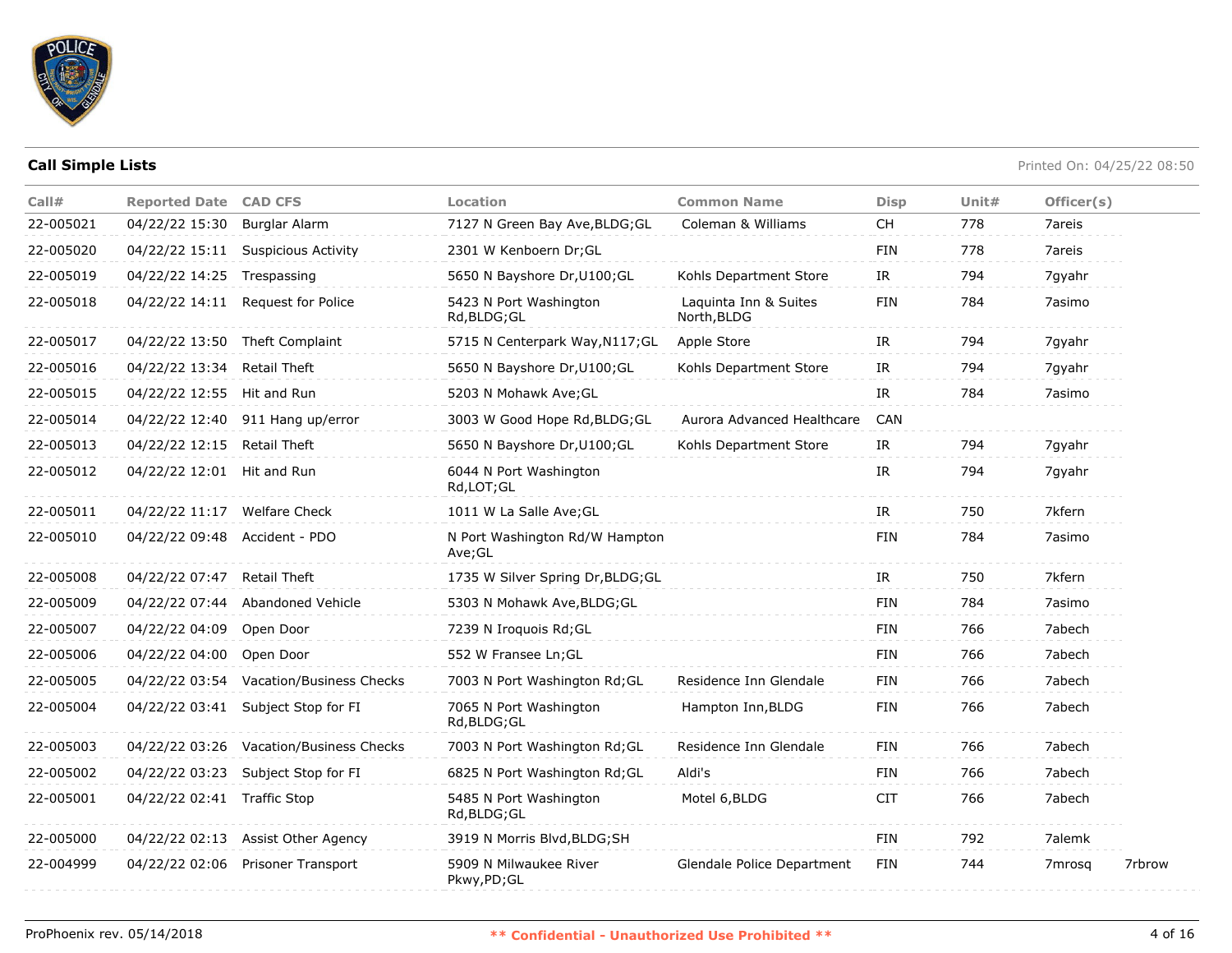**Call Simple Lists**

Printed On: 04/25/22 08:50

| Call# | Reported Date | CAD CFS | Location | Common Name | Disp | Unit# | Officer(s) | |
|---|---|---|---|---|---|---|---|---|
| 22-005021 | 04/22/22 15:30 | Burglar Alarm | 7127 N Green Bay Ave,BLDG;GL | Coleman & Williams | CH | 778 | 7areis | |
| 22-005020 | 04/22/22 15:11 | Suspicious Activity | 2301 W Kenboern Dr;GL | | FIN | 778 | 7areis | |
| 22-005019 | 04/22/22 14:25 | Trespassing | 5650 N Bayshore Dr,U100;GL | Kohls Department Store | IR | 794 | 7gyahr | |
| 22-005018 | 04/22/22 14:11 | Request for Police | 5423 N Port Washington Rd,BLDG;GL | Laquinta Inn & Suites North,BLDG | FIN | 784 | 7asimo | |
| 22-005017 | 04/22/22 13:50 | Theft Complaint | 5715 N Centerpark Way,N117;GL | Apple Store | IR | 794 | 7gyahr | |
| 22-005016 | 04/22/22 13:34 | Retail Theft | 5650 N Bayshore Dr,U100;GL | Kohls Department Store | IR | 794 | 7gyahr | |
| 22-005015 | 04/22/22 12:55 | Hit and Run | 5203 N Mohawk Ave;GL | | IR | 784 | 7asimo | |
| 22-005014 | 04/22/22 12:40 | 911 Hang up/error | 3003 W Good Hope Rd,BLDG;GL | Aurora Advanced Healthcare | CAN | | | |
| 22-005013 | 04/22/22 12:15 | Retail Theft | 5650 N Bayshore Dr,U100;GL | Kohls Department Store | IR | 794 | 7gyahr | |
| 22-005012 | 04/22/22 12:01 | Hit and Run | 6044 N Port Washington Rd,LOT;GL | | IR | 794 | 7gyahr | |
| 22-005011 | 04/22/22 11:17 | Welfare Check | 1011 W La Salle Ave;GL | | IR | 750 | 7kfern | |
| 22-005010 | 04/22/22 09:48 | Accident - PDO | N Port Washington Rd/W Hampton Ave;GL | | FIN | 784 | 7asimo | |
| 22-005008 | 04/22/22 07:47 | Retail Theft | 1735 W Silver Spring Dr,BLDG;GL | | IR | 750 | 7kfern | |
| 22-005009 | 04/22/22 07:44 | Abandoned Vehicle | 5303 N Mohawk Ave,BLDG;GL | | FIN | 784 | 7asimo | |
| 22-005007 | 04/22/22 04:09 | Open Door | 7239 N Iroquois Rd;GL | | FIN | 766 | 7abech | |
| 22-005006 | 04/22/22 04:00 | Open Door | 552 W Fransee Ln;GL | | FIN | 766 | 7abech | |
| 22-005005 | 04/22/22 03:54 | Vacation/Business Checks | 7003 N Port Washington Rd;GL | Residence Inn Glendale | FIN | 766 | 7abech | |
| 22-005004 | 04/22/22 03:41 | Subject Stop for FI | 7065 N Port Washington Rd,BLDG;GL | Hampton Inn,BLDG | FIN | 766 | 7abech | |
| 22-005003 | 04/22/22 03:26 | Vacation/Business Checks | 7003 N Port Washington Rd;GL | Residence Inn Glendale | FIN | 766 | 7abech | |
| 22-005002 | 04/22/22 03:23 | Subject Stop for FI | 6825 N Port Washington Rd;GL | Aldi's | FIN | 766 | 7abech | |
| 22-005001 | 04/22/22 02:41 | Traffic Stop | 5485 N Port Washington Rd,BLDG;GL | Motel 6,BLDG | CIT | 766 | 7abech | |
| 22-005000 | 04/22/22 02:13 | Assist Other Agency | 3919 N Morris Blvd,BLDG;SH | | FIN | 792 | 7alemk | |
| 22-004999 | 04/22/22 02:06 | Prisoner Transport | 5909 N Milwaukee River Pkwy,PD;GL | Glendale Police Department | FIN | 744 | 7mrosq | 7rbrow |

ProPhoenix rev. 05/14/2018

** Confidential - Unauthorized Use Prohibited **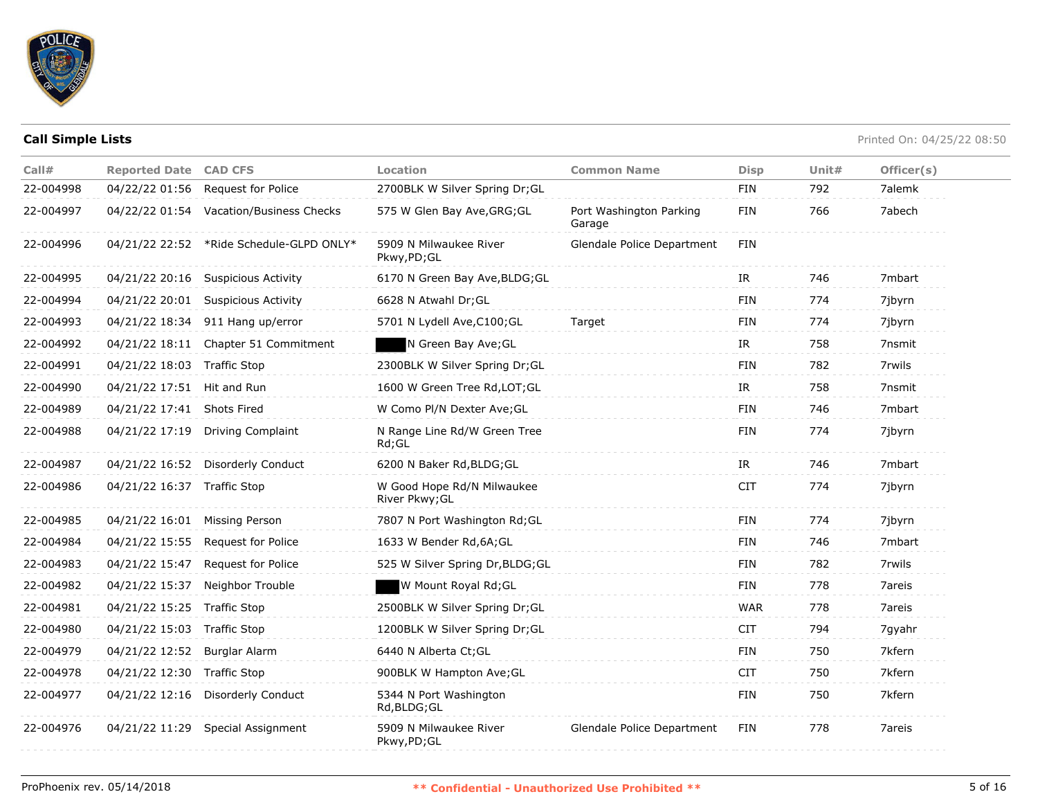## Call Simple Lists

Printed On: 04/25/22 08:50

| Call# | Reported Date | CAD CFS | Location | Common Name | Disp | Unit# | Officer(s) |
|---|---|---|---|---|---|---|---|
| 22-004998 | 04/22/22 01:56 | Request for Police | 2700BLK W Silver Spring Dr;GL | | FIN | 792 | 7alemk |
| 22-004997 | 04/22/22 01:54 | Vacation/Business Checks | 575 W Glen Bay Ave,GRG;GL | Port Washington Parking Garage | FIN | 766 | 7abech |
| 22-004996 | 04/21/22 22:52 | *Ride Schedule-GLPD ONLY* | 5909 N Milwaukee River Pkwy,PD;GL | Glendale Police Department | FIN | | |
| 22-004995 | 04/21/22 20:16 | Suspicious Activity | 6170 N Green Bay Ave,BLDG;GL | | IR | 746 | 7mbart |
| 22-004994 | 04/21/22 20:01 | Suspicious Activity | 6628 N Atwahl Dr;GL | | FIN | 774 | 7jbyrn |
| 22-004993 | 04/21/22 18:34 | 911 Hang up/error | 5701 N Lydell Ave,C100;GL | Target | FIN | 774 | 7jbyrn |
| 22-004992 | 04/21/22 18:11 | Chapter 51 Commitment | ███ N Green Bay Ave;GL | | IR | 758 | 7nsmit |
| 22-004991 | 04/21/22 18:03 | Traffic Stop | 2300BLK W Silver Spring Dr;GL | | FIN | 782 | 7rwils |
| 22-004990 | 04/21/22 17:51 | Hit and Run | 1600 W Green Tree Rd,LOT;GL | | IR | 758 | 7nsmit |
| 22-004989 | 04/21/22 17:41 | Shots Fired | W Como Pl/N Dexter Ave;GL | | FIN | 746 | 7mbart |
| 22-004988 | 04/21/22 17:19 | Driving Complaint | N Range Line Rd/W Green Tree Rd;GL | | FIN | 774 | 7jbyrn |
| 22-004987 | 04/21/22 16:52 | Disorderly Conduct | 6200 N Baker Rd,BLDG;GL | | IR | 746 | 7mbart |
| 22-004986 | 04/21/22 16:37 | Traffic Stop | W Good Hope Rd/N Milwaukee River Pkwy;GL | | CIT | 774 | 7jbyrn |
| 22-004985 | 04/21/22 16:01 | Missing Person | 7807 N Port Washington Rd;GL | | FIN | 774 | 7jbyrn |
| 22-004984 | 04/21/22 15:55 | Request for Police | 1633 W Bender Rd,6A;GL | | FIN | 746 | 7mbart |
| 22-004983 | 04/21/22 15:47 | Request for Police | 525 W Silver Spring Dr,BLDG;GL | | FIN | 782 | 7rwils |
| 22-004982 | 04/21/22 15:37 | Neighbor Trouble | ███ W Mount Royal Rd;GL | | FIN | 778 | 7areis |
| 22-004981 | 04/21/22 15:25 | Traffic Stop | 2500BLK W Silver Spring Dr;GL | | WAR | 778 | 7areis |
| 22-004980 | 04/21/22 15:03 | Traffic Stop | 1200BLK W Silver Spring Dr;GL | | CIT | 794 | 7gyahr |
| 22-004979 | 04/21/22 12:52 | Burglar Alarm | 6440 N Alberta Ct;GL | | FIN | 750 | 7kfern |
| 22-004978 | 04/21/22 12:30 | Traffic Stop | 900BLK W Hampton Ave;GL | | CIT | 750 | 7kfern |
| 22-004977 | 04/21/22 12:16 | Disorderly Conduct | 5344 N Port Washington Rd,BLDG;GL | | FIN | 750 | 7kfern |
| 22-004976 | 04/21/22 11:29 | Special Assignment | 5909 N Milwaukee River Pkwy,PD;GL | Glendale Police Department | FIN | 778 | 7areis |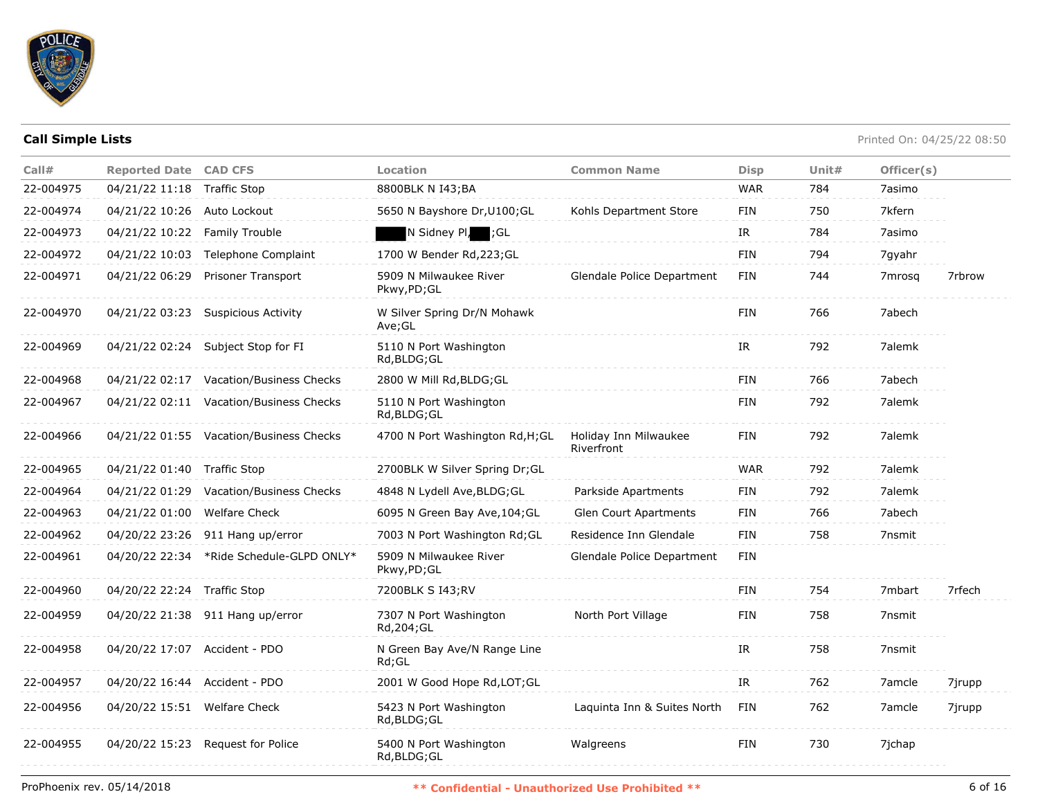**Call Simple Lists**

Printed On: 04/25/22 08:50

| Call# | Reported Date | CAD CFS | Location | Common Name | Disp | Unit# | Officer(s) | |
|---|---|---|---|---|---|---|---|---|
| 22-004975 | 04/21/22 11:18 | Traffic Stop | 8800BLK N I43;BA | | WAR | 784 | 7asimo | |
| 22-004974 | 04/21/22 10:26 | Auto Lockout | 5650 N Bayshore Dr,U100;GL | Kohls Department Store | FIN | 750 | 7kfern | |
| 22-004973 | 04/21/22 10:22 | Family Trouble | ████ N Sidney Pl,███;GL | | IR | 784 | 7asimo | |
| 22-004972 | 04/21/22 10:03 | Telephone Complaint | 1700 W Bender Rd,223;GL | | FIN | 794 | 7gyahr | |
| 22-004971 | 04/21/22 06:29 | Prisoner Transport | 5909 N Milwaukee River Pkwy,PD;GL | Glendale Police Department | FIN | 744 | 7mrosq | 7rbrow |
| 22-004970 | 04/21/22 03:23 | Suspicious Activity | W Silver Spring Dr/N Mohawk Ave;GL | | FIN | 766 | 7abech | |
| 22-004969 | 04/21/22 02:24 | Subject Stop for FI | 5110 N Port Washington Rd,BLDG;GL | | IR | 792 | 7alemk | |
| 22-004968 | 04/21/22 02:17 | Vacation/Business Checks | 2800 W Mill Rd,BLDG;GL | | FIN | 766 | 7abech | |
| 22-004967 | 04/21/22 02:11 | Vacation/Business Checks | 5110 N Port Washington Rd,BLDG;GL | | FIN | 792 | 7alemk | |
| 22-004966 | 04/21/22 01:55 | Vacation/Business Checks | 4700 N Port Washington Rd,H;GL | Holiday Inn Milwaukee Riverfront | FIN | 792 | 7alemk | |
| 22-004965 | 04/21/22 01:40 | Traffic Stop | 2700BLK W Silver Spring Dr;GL | | WAR | 792 | 7alemk | |
| 22-004964 | 04/21/22 01:29 | Vacation/Business Checks | 4848 N Lydell Ave,BLDG;GL | Parkside Apartments | FIN | 792 | 7alemk | |
| 22-004963 | 04/21/22 01:00 | Welfare Check | 6095 N Green Bay Ave,104;GL | Glen Court Apartments | FIN | 766 | 7abech | |
| 22-004962 | 04/20/22 23:26 | 911 Hang up/error | 7003 N Port Washington Rd;GL | Residence Inn Glendale | FIN | 758 | 7nsmit | |
| 22-004961 | 04/20/22 22:34 | *Ride Schedule-GLPD ONLY* | 5909 N Milwaukee River Pkwy,PD;GL | Glendale Police Department | FIN | | | |
| 22-004960 | 04/20/22 22:24 | Traffic Stop | 7200BLK S I43;RV | | FIN | 754 | 7mbart | 7rfech |
| 22-004959 | 04/20/22 21:38 | 911 Hang up/error | 7307 N Port Washington Rd,204;GL | North Port Village | FIN | 758 | 7nsmit | |
| 22-004958 | 04/20/22 17:07 | Accident - PDO | N Green Bay Ave/N Range Line Rd;GL | | IR | 758 | 7nsmit | |
| 22-004957 | 04/20/22 16:44 | Accident - PDO | 2001 W Good Hope Rd,LOT;GL | | IR | 762 | 7amcle | 7jrupp |
| 22-004956 | 04/20/22 15:51 | Welfare Check | 5423 N Port Washington Rd,BLDG;GL | Laquinta Inn & Suites North | FIN | 762 | 7amcle | 7jrupp |
| 22-004955 | 04/20/22 15:23 | Request for Police | 5400 N Port Washington Rd,BLDG;GL | Walgreens | FIN | 730 | 7jchap | |

ProPhoenix rev. 05/14/2018

** Confidential - Unauthorized Use Prohibited **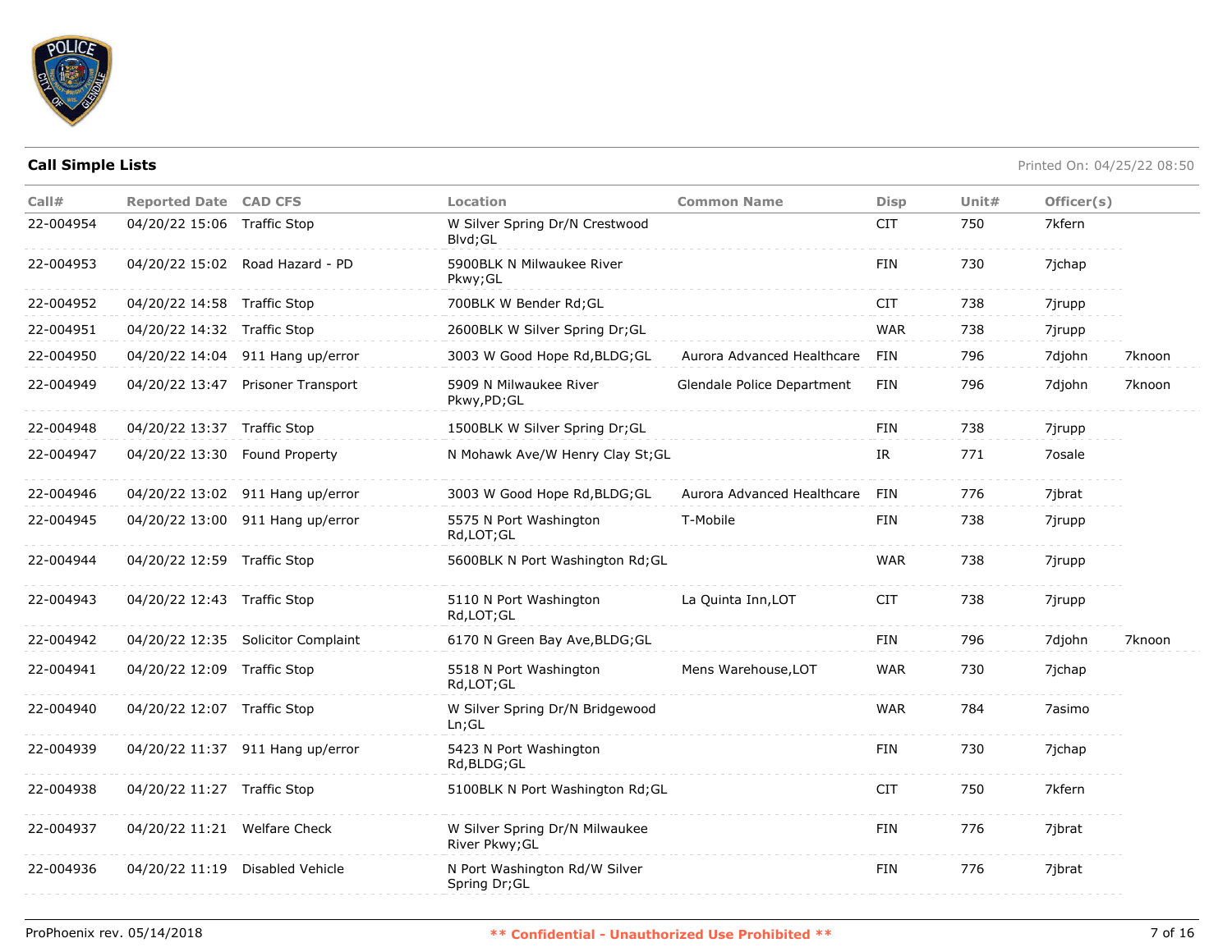## Call Simple Lists

Printed On: 04/25/22 08:50

| Call# | Reported Date | CAD CFS | Location | Common Name | Disp | Unit# | Officer(s) | |
|---|---|---|---|---|---|---|---|---|
| 22-004954 | 04/20/22 15:06 | Traffic Stop | W Silver Spring Dr/N Crestwood Blvd;GL | | CIT | 750 | 7kfern | |
| 22-004953 | 04/20/22 15:02 | Road Hazard - PD | 5900BLK N Milwaukee River Pkwy;GL | | FIN | 730 | 7jchap | |
| 22-004952 | 04/20/22 14:58 | Traffic Stop | 700BLK W Bender Rd;GL | | CIT | 738 | 7jrupp | |
| 22-004951 | 04/20/22 14:32 | Traffic Stop | 2600BLK W Silver Spring Dr;GL | | WAR | 738 | 7jrupp | |
| 22-004950 | 04/20/22 14:04 | 911 Hang up/error | 3003 W Good Hope Rd,BLDG;GL | Aurora Advanced Healthcare | FIN | 796 | 7djohn | 7knoon |
| 22-004949 | 04/20/22 13:47 | Prisoner Transport | 5909 N Milwaukee River Pkwy,PD;GL | Glendale Police Department | FIN | 796 | 7djohn | 7knoon |
| 22-004948 | 04/20/22 13:37 | Traffic Stop | 1500BLK W Silver Spring Dr;GL | | FIN | 738 | 7jrupp | |
| 22-004947 | 04/20/22 13:30 | Found Property | N Mohawk Ave/W Henry Clay St;GL | | IR | 771 | 7osale | |
| 22-004946 | 04/20/22 13:02 | 911 Hang up/error | 3003 W Good Hope Rd,BLDG;GL | Aurora Advanced Healthcare | FIN | 776 | 7jbrat | |
| 22-004945 | 04/20/22 13:00 | 911 Hang up/error | 5575 N Port Washington Rd,LOT;GL | T-Mobile | FIN | 738 | 7jrupp | |
| 22-004944 | 04/20/22 12:59 | Traffic Stop | 5600BLK N Port Washington Rd;GL | | WAR | 738 | 7jrupp | |
| 22-004943 | 04/20/22 12:43 | Traffic Stop | 5110 N Port Washington Rd,LOT;GL | La Quinta Inn,LOT | CIT | 738 | 7jrupp | |
| 22-004942 | 04/20/22 12:35 | Solicitor Complaint | 6170 N Green Bay Ave,BLDG;GL | | FIN | 796 | 7djohn | 7knoon |
| 22-004941 | 04/20/22 12:09 | Traffic Stop | 5518 N Port Washington Rd,LOT;GL | Mens Warehouse,LOT | WAR | 730 | 7jchap | |
| 22-004940 | 04/20/22 12:07 | Traffic Stop | W Silver Spring Dr/N Bridgewood Ln;GL | | WAR | 784 | 7asimo | |
| 22-004939 | 04/20/22 11:37 | 911 Hang up/error | 5423 N Port Washington Rd,BLDG;GL | | FIN | 730 | 7jchap | |
| 22-004938 | 04/20/22 11:27 | Traffic Stop | 5100BLK N Port Washington Rd;GL | | CIT | 750 | 7kfern | |
| 22-004937 | 04/20/22 11:21 | Welfare Check | W Silver Spring Dr/N Milwaukee River Pkwy;GL | | FIN | 776 | 7jbrat | |
| 22-004936 | 04/20/22 11:19 | Disabled Vehicle | N Port Washington Rd/W Silver Spring Dr;GL | | FIN | 776 | 7jbrat | |

ProPhoenix rev. 05/14/2018

** Confidential - Unauthorized Use Prohibited **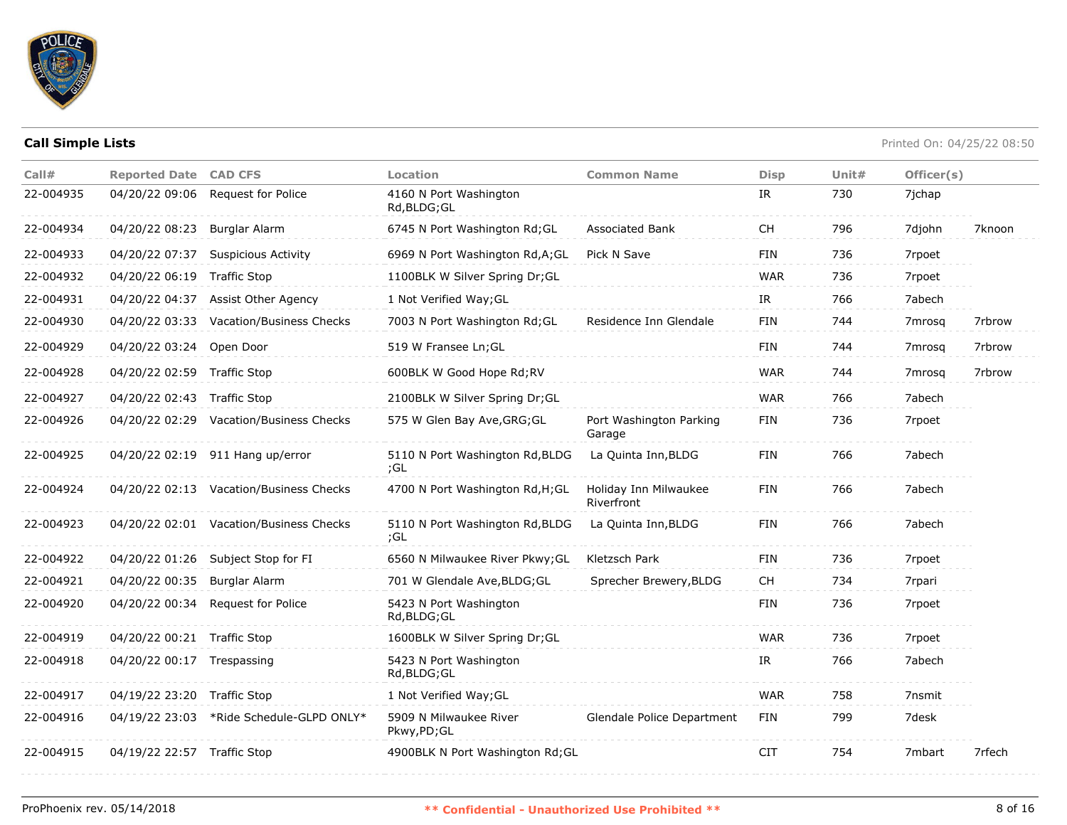**Call Simple Lists**

Printed On: 04/25/22 08:50

| Call# | Reported Date | CAD CFS | Location | Common Name | Disp | Unit# | Officer(s) | |
|---|---|---|---|---|---|---|---|---|
| 22-004935 | 04/20/22 09:06 | Request for Police | 4160 N Port Washington Rd,BLDG;GL | | IR | 730 | 7jchap | |
| 22-004934 | 04/20/22 08:23 | Burglar Alarm | 6745 N Port Washington Rd;GL | Associated Bank | CH | 796 | 7djohn | 7knoon |
| 22-004933 | 04/20/22 07:37 | Suspicious Activity | 6969 N Port Washington Rd,A;GL | Pick N Save | FIN | 736 | 7rpoet | |
| 22-004932 | 04/20/22 06:19 | Traffic Stop | 1100BLK W Silver Spring Dr;GL | | WAR | 736 | 7rpoet | |
| 22-004931 | 04/20/22 04:37 | Assist Other Agency | 1 Not Verified Way;GL | | IR | 766 | 7abech | |
| 22-004930 | 04/20/22 03:33 | Vacation/Business Checks | 7003 N Port Washington Rd;GL | Residence Inn Glendale | FIN | 744 | 7mrosq | 7rbrow |
| 22-004929 | 04/20/22 03:24 | Open Door | 519 W Fransee Ln;GL | | FIN | 744 | 7mrosq | 7rbrow |
| 22-004928 | 04/20/22 02:59 | Traffic Stop | 600BLK W Good Hope Rd;RV | | WAR | 744 | 7mrosq | 7rbrow |
| 22-004927 | 04/20/22 02:43 | Traffic Stop | 2100BLK W Silver Spring Dr;GL | | WAR | 766 | 7abech | |
| 22-004926 | 04/20/22 02:29 | Vacation/Business Checks | 575 W Glen Bay Ave,GRG;GL | Port Washington Parking Garage | FIN | 736 | 7rpoet | |
| 22-004925 | 04/20/22 02:19 | 911 Hang up/error | 5110 N Port Washington Rd,BLDG ;GL | La Quinta Inn,BLDG | FIN | 766 | 7abech | |
| 22-004924 | 04/20/22 02:13 | Vacation/Business Checks | 4700 N Port Washington Rd,H;GL | Holiday Inn Milwaukee Riverfront | FIN | 766 | 7abech | |
| 22-004923 | 04/20/22 02:01 | Vacation/Business Checks | 5110 N Port Washington Rd,BLDG ;GL | La Quinta Inn,BLDG | FIN | 766 | 7abech | |
| 22-004922 | 04/20/22 01:26 | Subject Stop for FI | 6560 N Milwaukee River Pkwy;GL | Kletzsch Park | FIN | 736 | 7rpoet | |
| 22-004921 | 04/20/22 00:35 | Burglar Alarm | 701 W Glendale Ave,BLDG;GL | Sprecher Brewery,BLDG | CH | 734 | 7rpari | |
| 22-004920 | 04/20/22 00:34 | Request for Police | 5423 N Port Washington Rd,BLDG;GL | | FIN | 736 | 7rpoet | |
| 22-004919 | 04/20/22 00:21 | Traffic Stop | 1600BLK W Silver Spring Dr;GL | | WAR | 736 | 7rpoet | |
| 22-004918 | 04/20/22 00:17 | Trespassing | 5423 N Port Washington Rd,BLDG;GL | | IR | 766 | 7abech | |
| 22-004917 | 04/19/22 23:20 | Traffic Stop | 1 Not Verified Way;GL | | WAR | 758 | 7nsmit | |
| 22-004916 | 04/19/22 23:03 | *Ride Schedule-GLPD ONLY* | 5909 N Milwaukee River Pkwy,PD;GL | Glendale Police Department | FIN | 799 | 7desk | |
| 22-004915 | 04/19/22 22:57 | Traffic Stop | 4900BLK N Port Washington Rd;GL | | CIT | 754 | 7mbart | 7rfech |

ProPhoenix rev. 05/14/2018

** Confidential - Unauthorized Use Prohibited **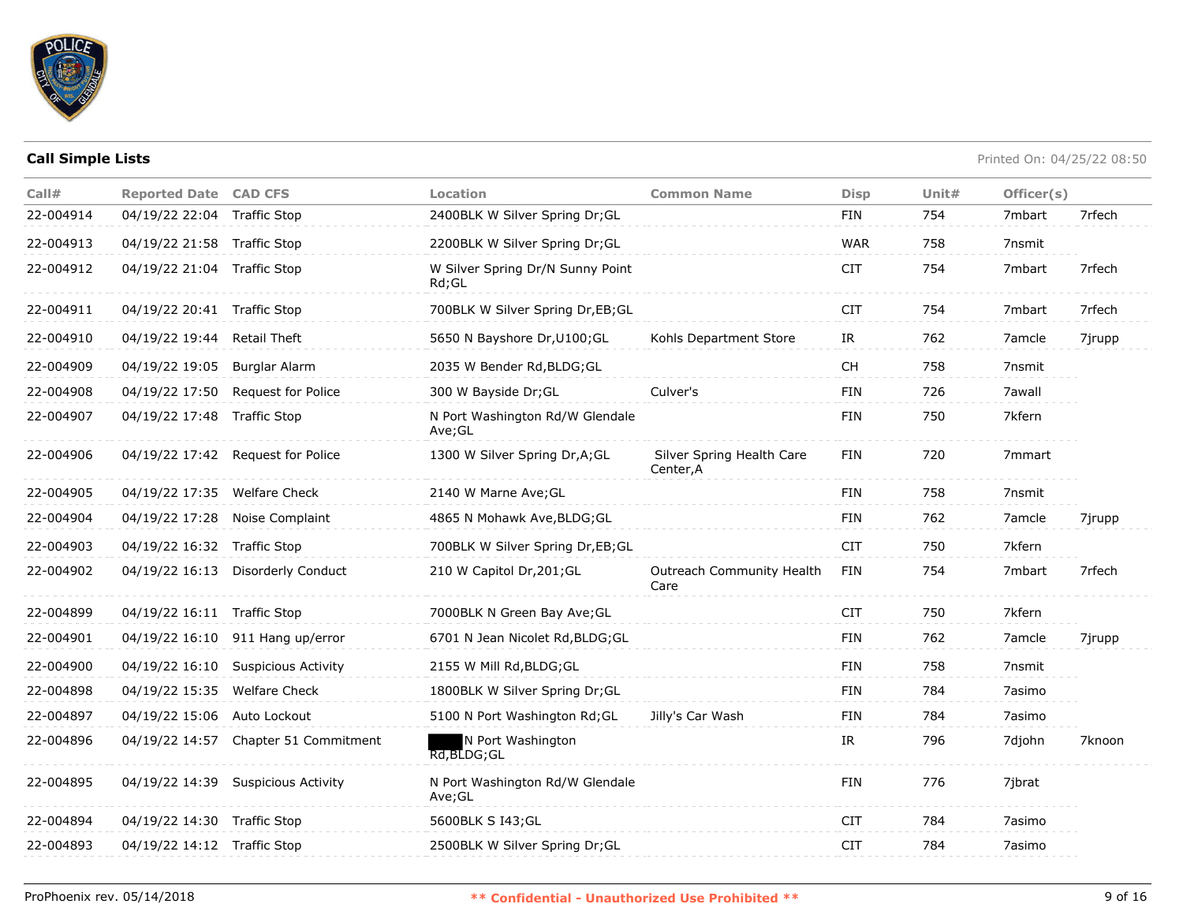**Call Simple Lists**

Printed On: 04/25/22 08:50

| Call# | Reported Date | CAD CFS | Location | Common Name | Disp | Unit# | Officer(s) | |
|---|---|---|---|---|---|---|---|---|
| 22-004914 | 04/19/22 22:04 | Traffic Stop | 2400BLK W Silver Spring Dr;GL | | FIN | 754 | 7mbart | 7rfech |
| 22-004913 | 04/19/22 21:58 | Traffic Stop | 2200BLK W Silver Spring Dr;GL | | WAR | 758 | 7nsmit | |
| 22-004912 | 04/19/22 21:04 | Traffic Stop | W Silver Spring Dr/N Sunny Point Rd;GL | | CIT | 754 | 7mbart | 7rfech |
| 22-004911 | 04/19/22 20:41 | Traffic Stop | 700BLK W Silver Spring Dr,EB;GL | | CIT | 754 | 7mbart | 7rfech |
| 22-004910 | 04/19/22 19:44 | Retail Theft | 5650 N Bayshore Dr,U100;GL | Kohls Department Store | IR | 762 | 7amcle | 7jrupp |
| 22-004909 | 04/19/22 19:05 | Burglar Alarm | 2035 W Bender Rd,BLDG;GL | | CH | 758 | 7nsmit | |
| 22-004908 | 04/19/22 17:50 | Request for Police | 300 W Bayside Dr;GL | Culver's | FIN | 726 | 7awall | |
| 22-004907 | 04/19/22 17:48 | Traffic Stop | N Port Washington Rd/W Glendale Ave;GL | | FIN | 750 | 7kfern | |
| 22-004906 | 04/19/22 17:42 | Request for Police | 1300 W Silver Spring Dr,A;GL | Silver Spring Health Care Center,A | FIN | 720 | 7mmart | |
| 22-004905 | 04/19/22 17:35 | Welfare Check | 2140 W Marne Ave;GL | | FIN | 758 | 7nsmit | |
| 22-004904 | 04/19/22 17:28 | Noise Complaint | 4865 N Mohawk Ave,BLDG;GL | | FIN | 762 | 7amcle | 7jrupp |
| 22-004903 | 04/19/22 16:32 | Traffic Stop | 700BLK W Silver Spring Dr,EB;GL | | CIT | 750 | 7kfern | |
| 22-004902 | 04/19/22 16:13 | Disorderly Conduct | 210 W Capitol Dr,201;GL | Outreach Community Health Care | FIN | 754 | 7mbart | 7rfech |
| 22-004899 | 04/19/22 16:11 | Traffic Stop | 7000BLK N Green Bay Ave;GL | | CIT | 750 | 7kfern | |
| 22-004901 | 04/19/22 16:10 | 911 Hang up/error | 6701 N Jean Nicolet Rd,BLDG;GL | | FIN | 762 | 7amcle | 7jrupp |
| 22-004900 | 04/19/22 16:10 | Suspicious Activity | 2155 W Mill Rd,BLDG;GL | | FIN | 758 | 7nsmit | |
| 22-004898 | 04/19/22 15:35 | Welfare Check | 1800BLK W Silver Spring Dr;GL | | FIN | 784 | 7asimo | |
| 22-004897 | 04/19/22 15:06 | Auto Lockout | 5100 N Port Washington Rd;GL | Jilly's Car Wash | FIN | 784 | 7asimo | |
| 22-004896 | 04/19/22 14:57 | Chapter 51 Commitment | [REDACTED] N Port Washington Rd,BLDG;GL | | IR | 796 | 7djohn | 7knoon |
| 22-004895 | 04/19/22 14:39 | Suspicious Activity | N Port Washington Rd/W Glendale Ave;GL | | FIN | 776 | 7jbrat | |
| 22-004894 | 04/19/22 14:30 | Traffic Stop | 5600BLK S I43;GL | | CIT | 784 | 7asimo | |
| 22-004893 | 04/19/22 14:12 | Traffic Stop | 2500BLK W Silver Spring Dr;GL | | CIT | 784 | 7asimo | |

ProPhoenix rev. 05/14/2018

** Confidential - Unauthorized Use Prohibited **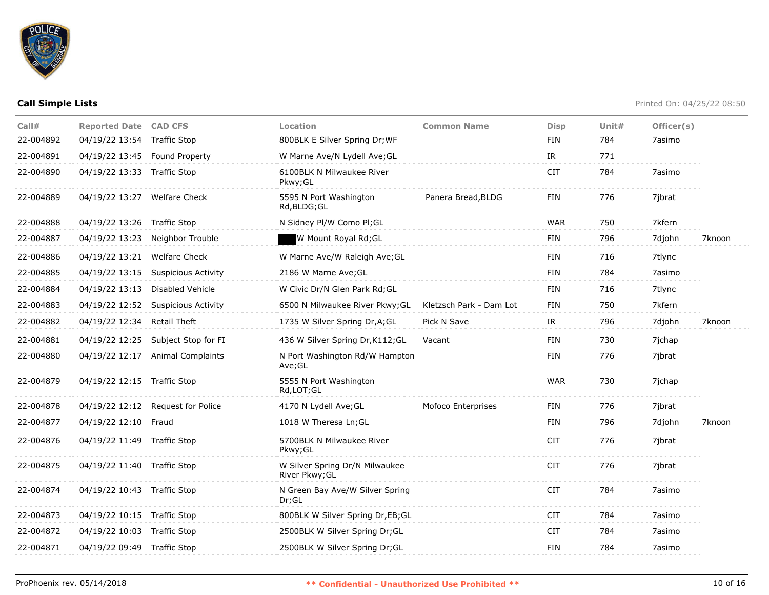## Call Simple Lists

Printed On: 04/25/22 08:50

| Call# | Reported Date | CAD CFS | Location | Common Name | Disp | Unit# | Officer(s) | |
|---|---|---|---|---|---|---|---|---|
| 22-004892 | 04/19/22 13:54 | Traffic Stop | 800BLK E Silver Spring Dr;WF | | FIN | 784 | 7asimo | |
| 22-004891 | 04/19/22 13:45 | Found Property | W Marne Ave/N Lydell Ave;GL | | IR | 771 | | |
| 22-004890 | 04/19/22 13:33 | Traffic Stop | 6100BLK N Milwaukee River Pkwy;GL | | CIT | 784 | 7asimo | |
| 22-004889 | 04/19/22 13:27 | Welfare Check | 5595 N Port Washington Rd,BLDG;GL | Panera Bread,BLDG | FIN | 776 | 7jbrat | |
| 22-004888 | 04/19/22 13:26 | Traffic Stop | N Sidney Pl/W Como Pl;GL | | WAR | 750 | 7kfern | |
| 22-004887 | 04/19/22 13:23 | Neighbor Trouble | ████ W Mount Royal Rd;GL | | FIN | 796 | 7djohn | 7knoon |
| 22-004886 | 04/19/22 13:21 | Welfare Check | W Marne Ave/W Raleigh Ave;GL | | FIN | 716 | 7tlync | |
| 22-004885 | 04/19/22 13:15 | Suspicious Activity | 2186 W Marne Ave;GL | | FIN | 784 | 7asimo | |
| 22-004884 | 04/19/22 13:13 | Disabled Vehicle | W Civic Dr/N Glen Park Rd;GL | | FIN | 716 | 7tlync | |
| 22-004883 | 04/19/22 12:52 | Suspicious Activity | 6500 N Milwaukee River Pkwy;GL | Kletzsch Park - Dam Lot | FIN | 750 | 7kfern | |
| 22-004882 | 04/19/22 12:34 | Retail Theft | 1735 W Silver Spring Dr,A;GL | Pick N Save | IR | 796 | 7djohn | 7knoon |
| 22-004881 | 04/19/22 12:25 | Subject Stop for FI | 436 W Silver Spring Dr,K112;GL | Vacant | FIN | 730 | 7jchap | |
| 22-004880 | 04/19/22 12:17 | Animal Complaints | N Port Washington Rd/W Hampton Ave;GL | | FIN | 776 | 7jbrat | |
| 22-004879 | 04/19/22 12:15 | Traffic Stop | 5555 N Port Washington Rd,LOT;GL | | WAR | 730 | 7jchap | |
| 22-004878 | 04/19/22 12:12 | Request for Police | 4170 N Lydell Ave;GL | Mofoco Enterprises | FIN | 776 | 7jbrat | |
| 22-004877 | 04/19/22 12:10 | Fraud | 1018 W Theresa Ln;GL | | FIN | 796 | 7djohn | 7knoon |
| 22-004876 | 04/19/22 11:49 | Traffic Stop | 5700BLK N Milwaukee River Pkwy;GL | | CIT | 776 | 7jbrat | |
| 22-004875 | 04/19/22 11:40 | Traffic Stop | W Silver Spring Dr/N Milwaukee River Pkwy;GL | | CIT | 776 | 7jbrat | |
| 22-004874 | 04/19/22 10:43 | Traffic Stop | N Green Bay Ave/W Silver Spring Dr;GL | | CIT | 784 | 7asimo | |
| 22-004873 | 04/19/22 10:15 | Traffic Stop | 800BLK W Silver Spring Dr,EB;GL | | CIT | 784 | 7asimo | |
| 22-004872 | 04/19/22 10:03 | Traffic Stop | 2500BLK W Silver Spring Dr;GL | | CIT | 784 | 7asimo | |
| 22-004871 | 04/19/22 09:49 | Traffic Stop | 2500BLK W Silver Spring Dr;GL | | FIN | 784 | 7asimo | |

ProPhoenix rev. 05/14/2018

** Confidential - Unauthorized Use Prohibited **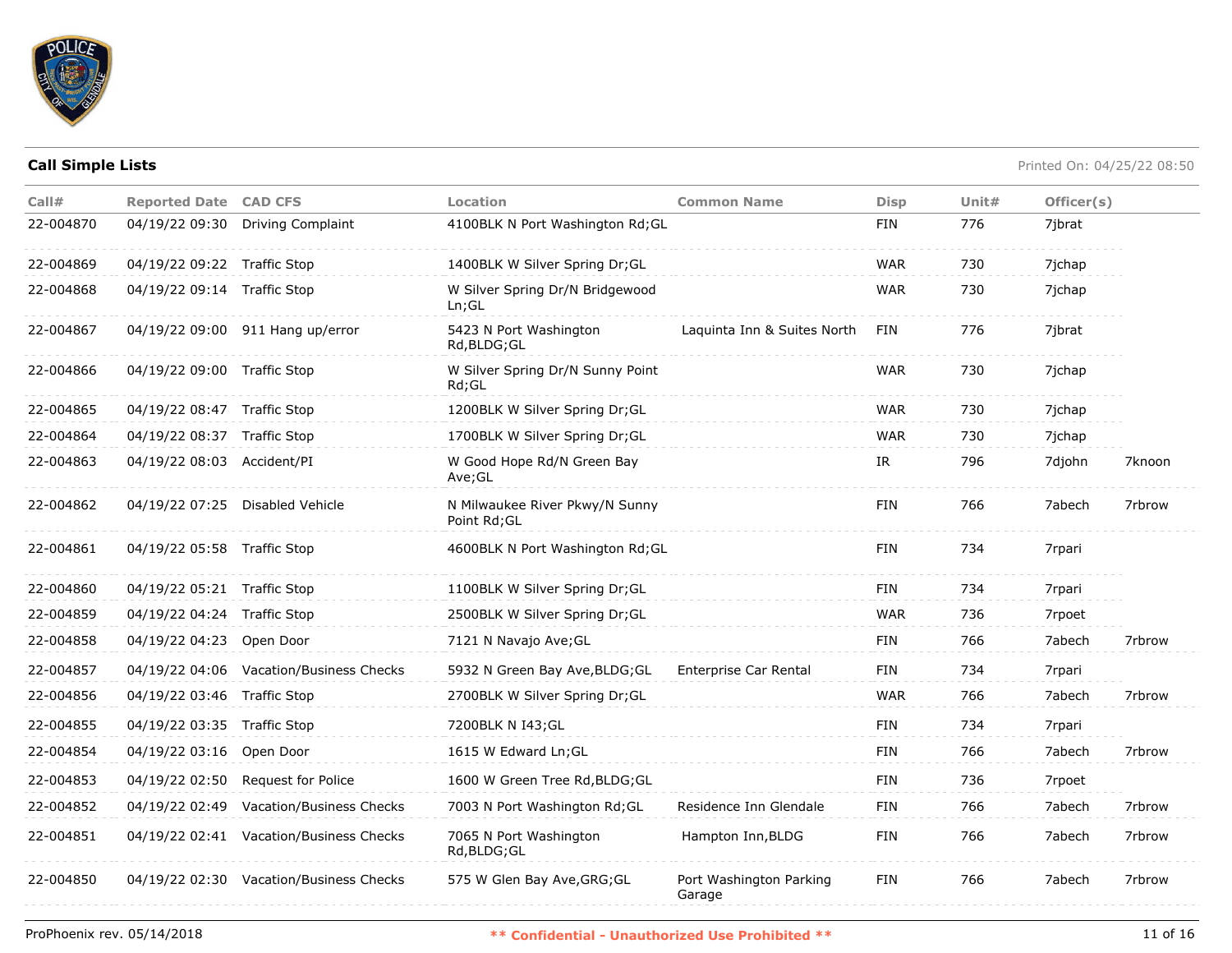**Call Simple Lists**

Printed On: 04/25/22 08:50

| Call# | Reported Date | CAD CFS | Location | Common Name | Disp | Unit# | Officer(s) | |
|---|---|---|---|---|---|---|---|---|
| 22-004870 | 04/19/22 09:30 | Driving Complaint | 4100BLK N Port Washington Rd;GL | | FIN | 776 | 7jbrat | |
| 22-004869 | 04/19/22 09:22 | Traffic Stop | 1400BLK W Silver Spring Dr;GL | | WAR | 730 | 7jchap | |
| 22-004868 | 04/19/22 09:14 | Traffic Stop | W Silver Spring Dr/N Bridgewood Ln;GL | | WAR | 730 | 7jchap | |
| 22-004867 | 04/19/22 09:00 | 911 Hang up/error | 5423 N Port Washington Rd,BLDG;GL | Laquinta Inn & Suites North | FIN | 776 | 7jbrat | |
| 22-004866 | 04/19/22 09:00 | Traffic Stop | W Silver Spring Dr/N Sunny Point Rd;GL | | WAR | 730 | 7jchap | |
| 22-004865 | 04/19/22 08:47 | Traffic Stop | 1200BLK W Silver Spring Dr;GL | | WAR | 730 | 7jchap | |
| 22-004864 | 04/19/22 08:37 | Traffic Stop | 1700BLK W Silver Spring Dr;GL | | WAR | 730 | 7jchap | |
| 22-004863 | 04/19/22 08:03 | Accident/PI | W Good Hope Rd/N Green Bay Ave;GL | | IR | 796 | 7djohn | 7knoon |
| 22-004862 | 04/19/22 07:25 | Disabled Vehicle | N Milwaukee River Pkwy/N Sunny Point Rd;GL | | FIN | 766 | 7abech | 7rbrow |
| 22-004861 | 04/19/22 05:58 | Traffic Stop | 4600BLK N Port Washington Rd;GL | | FIN | 734 | 7rpari | |
| 22-004860 | 04/19/22 05:21 | Traffic Stop | 1100BLK W Silver Spring Dr;GL | | FIN | 734 | 7rpari | |
| 22-004859 | 04/19/22 04:24 | Traffic Stop | 2500BLK W Silver Spring Dr;GL | | WAR | 736 | 7rpoet | |
| 22-004858 | 04/19/22 04:23 | Open Door | 7121 N Navajo Ave;GL | | FIN | 766 | 7abech | 7rbrow |
| 22-004857 | 04/19/22 04:06 | Vacation/Business Checks | 5932 N Green Bay Ave,BLDG;GL | Enterprise Car Rental | FIN | 734 | 7rpari | |
| 22-004856 | 04/19/22 03:46 | Traffic Stop | 2700BLK W Silver Spring Dr;GL | | WAR | 766 | 7abech | 7rbrow |
| 22-004855 | 04/19/22 03:35 | Traffic Stop | 7200BLK N I43;GL | | FIN | 734 | 7rpari | |
| 22-004854 | 04/19/22 03:16 | Open Door | 1615 W Edward Ln;GL | | FIN | 766 | 7abech | 7rbrow |
| 22-004853 | 04/19/22 02:50 | Request for Police | 1600 W Green Tree Rd,BLDG;GL | | FIN | 736 | 7rpoet | |
| 22-004852 | 04/19/22 02:49 | Vacation/Business Checks | 7003 N Port Washington Rd;GL | Residence Inn Glendale | FIN | 766 | 7abech | 7rbrow |
| 22-004851 | 04/19/22 02:41 | Vacation/Business Checks | 7065 N Port Washington Rd,BLDG;GL | Hampton Inn,BLDG | FIN | 766 | 7abech | 7rbrow |
| 22-004850 | 04/19/22 02:30 | Vacation/Business Checks | 575 W Glen Bay Ave,GRG;GL | Port Washington Parking Garage | FIN | 766 | 7abech | 7rbrow |

ProPhoenix rev. 05/14/2018 — ** Confidential - Unauthorized Use Prohibited **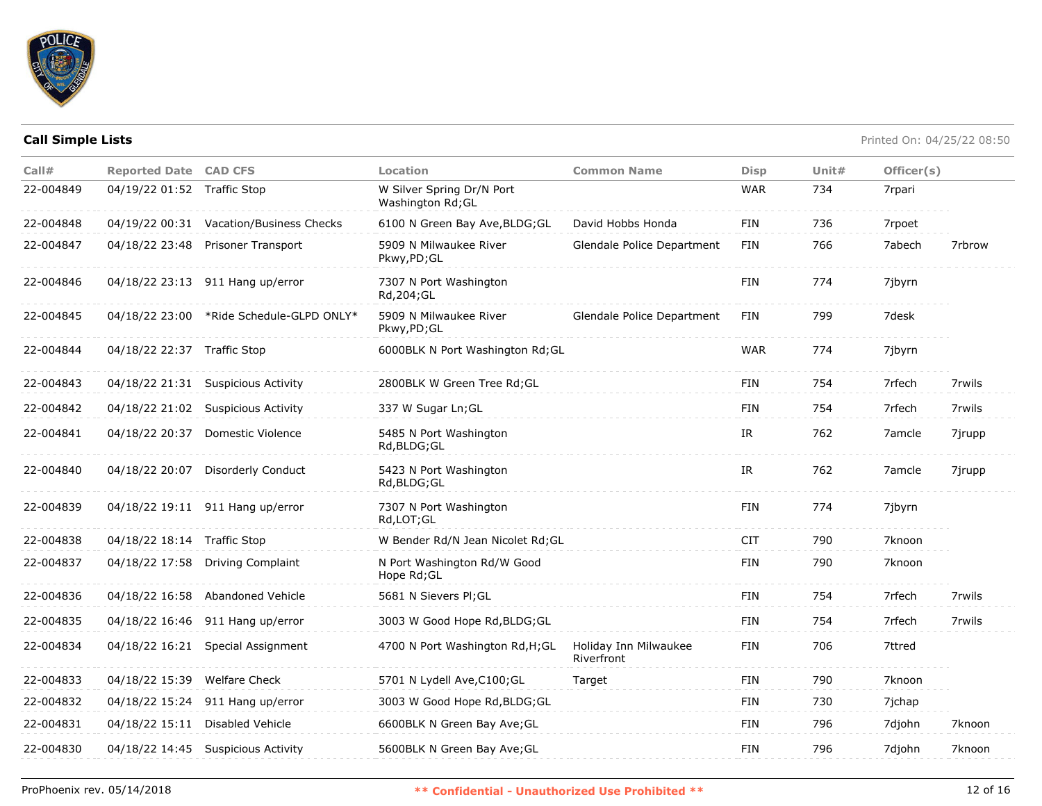**Call Simple Lists**

Printed On: 04/25/22 08:50

| Call# | Reported Date | CAD CFS | Location | Common Name | Disp | Unit# | Officer(s) | |
|---|---|---|---|---|---|---|---|---|
| 22-004849 | 04/19/22 01:52 | Traffic Stop | W Silver Spring Dr/N Port Washington Rd;GL | | WAR | 734 | 7rpari | |
| 22-004848 | 04/19/22 00:31 | Vacation/Business Checks | 6100 N Green Bay Ave,BLDG;GL | David Hobbs Honda | FIN | 736 | 7rpoet | |
| 22-004847 | 04/18/22 23:48 | Prisoner Transport | 5909 N Milwaukee River Pkwy,PD;GL | Glendale Police Department | FIN | 766 | 7abech | 7rbrow |
| 22-004846 | 04/18/22 23:13 | 911 Hang up/error | 7307 N Port Washington Rd,204;GL | | FIN | 774 | 7jbyrn | |
| 22-004845 | 04/18/22 23:00 | *Ride Schedule-GLPD ONLY* | 5909 N Milwaukee River Pkwy,PD;GL | Glendale Police Department | FIN | 799 | 7desk | |
| 22-004844 | 04/18/22 22:37 | Traffic Stop | 6000BLK N Port Washington Rd;GL | | WAR | 774 | 7jbyrn | |
| 22-004843 | 04/18/22 21:31 | Suspicious Activity | 2800BLK W Green Tree Rd;GL | | FIN | 754 | 7rfech | 7rwils |
| 22-004842 | 04/18/22 21:02 | Suspicious Activity | 337 W Sugar Ln;GL | | FIN | 754 | 7rfech | 7rwils |
| 22-004841 | 04/18/22 20:37 | Domestic Violence | 5485 N Port Washington Rd,BLDG;GL | | IR | 762 | 7amcle | 7jrupp |
| 22-004840 | 04/18/22 20:07 | Disorderly Conduct | 5423 N Port Washington Rd,BLDG;GL | | IR | 762 | 7amcle | 7jrupp |
| 22-004839 | 04/18/22 19:11 | 911 Hang up/error | 7307 N Port Washington Rd,LOT;GL | | FIN | 774 | 7jbyrn | |
| 22-004838 | 04/18/22 18:14 | Traffic Stop | W Bender Rd/N Jean Nicolet Rd;GL | | CIT | 790 | 7knoon | |
| 22-004837 | 04/18/22 17:58 | Driving Complaint | N Port Washington Rd/W Good Hope Rd;GL | | FIN | 790 | 7knoon | |
| 22-004836 | 04/18/22 16:58 | Abandoned Vehicle | 5681 N Sievers Pl;GL | | FIN | 754 | 7rfech | 7rwils |
| 22-004835 | 04/18/22 16:46 | 911 Hang up/error | 3003 W Good Hope Rd,BLDG;GL | | FIN | 754 | 7rfech | 7rwils |
| 22-004834 | 04/18/22 16:21 | Special Assignment | 4700 N Port Washington Rd,H;GL | Holiday Inn Milwaukee Riverfront | FIN | 706 | 7ttred | |
| 22-004833 | 04/18/22 15:39 | Welfare Check | 5701 N Lydell Ave,C100;GL | Target | FIN | 790 | 7knoon | |
| 22-004832 | 04/18/22 15:24 | 911 Hang up/error | 3003 W Good Hope Rd,BLDG;GL | | FIN | 730 | 7jchap | |
| 22-004831 | 04/18/22 15:11 | Disabled Vehicle | 6600BLK N Green Bay Ave;GL | | FIN | 796 | 7djohn | 7knoon |
| 22-004830 | 04/18/22 14:45 | Suspicious Activity | 5600BLK N Green Bay Ave;GL | | FIN | 796 | 7djohn | 7knoon |

ProPhoenix rev. 05/14/2018

** Confidential - Unauthorized Use Prohibited **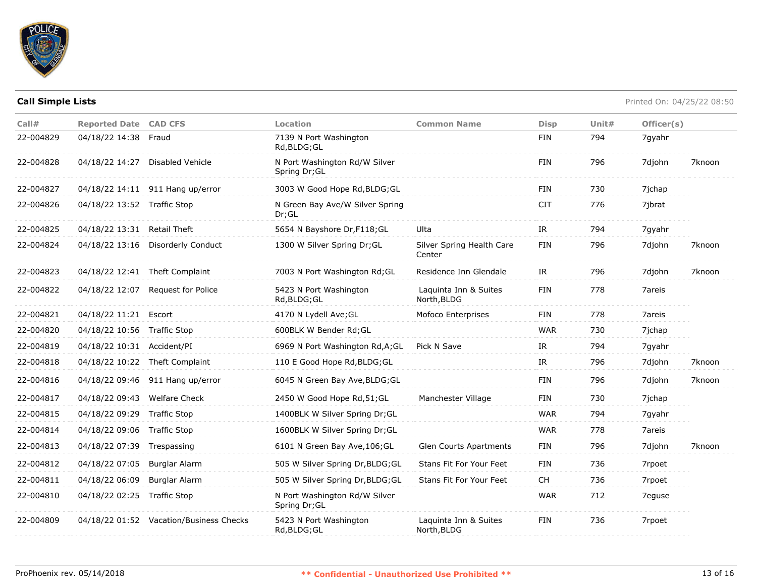## Call Simple Lists

Printed On: 04/25/22 08:50

| Call# | Reported Date | CAD CFS | Location | Common Name | Disp | Unit# | Officer(s) | |
|---|---|---|---|---|---|---|---|---|
| 22-004829 | 04/18/22 14:38 | Fraud | 7139 N Port Washington Rd,BLDG;GL | | FIN | 794 | 7gyahr | |
| 22-004828 | 04/18/22 14:27 | Disabled Vehicle | N Port Washington Rd/W Silver Spring Dr;GL | | FIN | 796 | 7djohn | 7knoon |
| 22-004827 | 04/18/22 14:11 | 911 Hang up/error | 3003 W Good Hope Rd,BLDG;GL | | FIN | 730 | 7jchap | |
| 22-004826 | 04/18/22 13:52 | Traffic Stop | N Green Bay Ave/W Silver Spring Dr;GL | | CIT | 776 | 7jbrat | |
| 22-004825 | 04/18/22 13:31 | Retail Theft | 5654 N Bayshore Dr,F118;GL | Ulta | IR | 794 | 7gyahr | |
| 22-004824 | 04/18/22 13:16 | Disorderly Conduct | 1300 W Silver Spring Dr;GL | Silver Spring Health Care Center | FIN | 796 | 7djohn | 7knoon |
| 22-004823 | 04/18/22 12:41 | Theft Complaint | 7003 N Port Washington Rd;GL | Residence Inn Glendale | IR | 796 | 7djohn | 7knoon |
| 22-004822 | 04/18/22 12:07 | Request for Police | 5423 N Port Washington Rd,BLDG;GL | Laquinta Inn & Suites North,BLDG | FIN | 778 | 7areis | |
| 22-004821 | 04/18/22 11:21 | Escort | 4170 N Lydell Ave;GL | Mofoco Enterprises | FIN | 778 | 7areis | |
| 22-004820 | 04/18/22 10:56 | Traffic Stop | 600BLK W Bender Rd;GL | | WAR | 730 | 7jchap | |
| 22-004819 | 04/18/22 10:31 | Accident/PI | 6969 N Port Washington Rd,A;GL | Pick N Save | IR | 794 | 7gyahr | |
| 22-004818 | 04/18/22 10:22 | Theft Complaint | 110 E Good Hope Rd,BLDG;GL | | IR | 796 | 7djohn | 7knoon |
| 22-004816 | 04/18/22 09:46 | 911 Hang up/error | 6045 N Green Bay Ave,BLDG;GL | | FIN | 796 | 7djohn | 7knoon |
| 22-004817 | 04/18/22 09:43 | Welfare Check | 2450 W Good Hope Rd,51;GL | Manchester Village | FIN | 730 | 7jchap | |
| 22-004815 | 04/18/22 09:29 | Traffic Stop | 1400BLK W Silver Spring Dr;GL | | WAR | 794 | 7gyahr | |
| 22-004814 | 04/18/22 09:06 | Traffic Stop | 1600BLK W Silver Spring Dr;GL | | WAR | 778 | 7areis | |
| 22-004813 | 04/18/22 07:39 | Trespassing | 6101 N Green Bay Ave,106;GL | Glen Courts Apartments | FIN | 796 | 7djohn | 7knoon |
| 22-004812 | 04/18/22 07:05 | Burglar Alarm | 505 W Silver Spring Dr,BLDG;GL | Stans Fit For Your Feet | FIN | 736 | 7rpoet | |
| 22-004811 | 04/18/22 06:09 | Burglar Alarm | 505 W Silver Spring Dr,BLDG;GL | Stans Fit For Your Feet | CH | 736 | 7rpoet | |
| 22-004810 | 04/18/22 02:25 | Traffic Stop | N Port Washington Rd/W Silver Spring Dr;GL | | WAR | 712 | 7eguse | |
| 22-004809 | 04/18/22 01:52 | Vacation/Business Checks | 5423 N Port Washington Rd,BLDG;GL | Laquinta Inn & Suites North,BLDG | FIN | 736 | 7rpoet | |

ProPhoenix rev. 05/14/2018

** Confidential - Unauthorized Use Prohibited **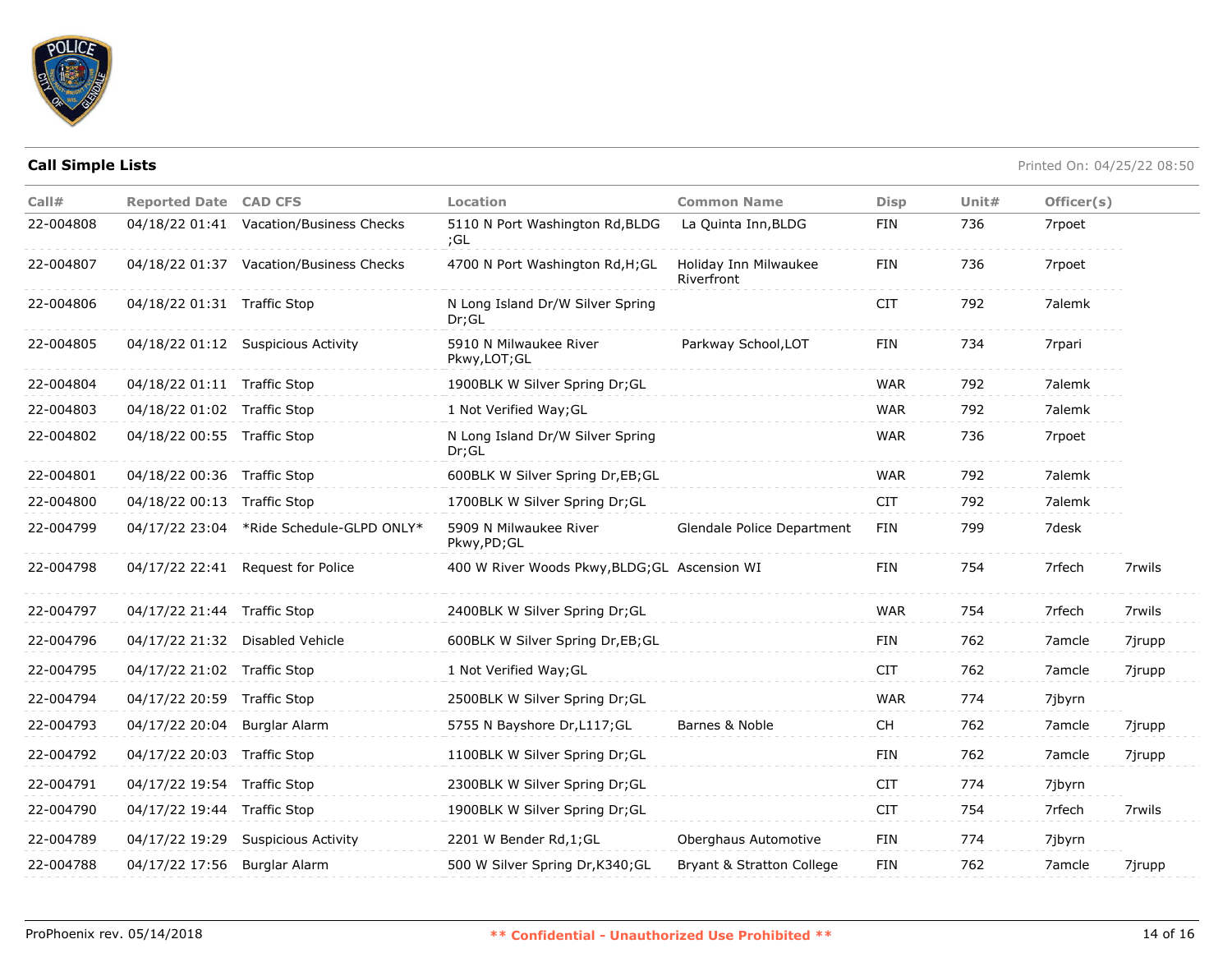**Call Simple Lists**

Printed On: 04/25/22 08:50

| Call# | Reported Date | CAD CFS | Location | Common Name | Disp | Unit# | Officer(s) | |
|---|---|---|---|---|---|---|---|---|
| 22-004808 | 04/18/22 01:41 | Vacation/Business Checks | 5110 N Port Washington Rd,BLDG ;GL | La Quinta Inn,BLDG | FIN | 736 | 7rpoet | |
| 22-004807 | 04/18/22 01:37 | Vacation/Business Checks | 4700 N Port Washington Rd,H;GL | Holiday Inn Milwaukee Riverfront | FIN | 736 | 7rpoet | |
| 22-004806 | 04/18/22 01:31 | Traffic Stop | N Long Island Dr/W Silver Spring Dr;GL | | CIT | 792 | 7alemk | |
| 22-004805 | 04/18/22 01:12 | Suspicious Activity | 5910 N Milwaukee River Pkwy,LOT;GL | Parkway School,LOT | FIN | 734 | 7rpari | |
| 22-004804 | 04/18/22 01:11 | Traffic Stop | 1900BLK W Silver Spring Dr;GL | | WAR | 792 | 7alemk | |
| 22-004803 | 04/18/22 01:02 | Traffic Stop | 1 Not Verified Way;GL | | WAR | 792 | 7alemk | |
| 22-004802 | 04/18/22 00:55 | Traffic Stop | N Long Island Dr/W Silver Spring Dr;GL | | WAR | 736 | 7rpoet | |
| 22-004801 | 04/18/22 00:36 | Traffic Stop | 600BLK W Silver Spring Dr,EB;GL | | WAR | 792 | 7alemk | |
| 22-004800 | 04/18/22 00:13 | Traffic Stop | 1700BLK W Silver Spring Dr;GL | | CIT | 792 | 7alemk | |
| 22-004799 | 04/17/22 23:04 | *Ride Schedule-GLPD ONLY* | 5909 N Milwaukee River Pkwy,PD;GL | Glendale Police Department | FIN | 799 | 7desk | |
| 22-004798 | 04/17/22 22:41 | Request for Police | 400 W River Woods Pkwy,BLDG;GL | Ascension WI | FIN | 754 | 7rfech | 7rwils |
| 22-004797 | 04/17/22 21:44 | Traffic Stop | 2400BLK W Silver Spring Dr;GL | | WAR | 754 | 7rfech | 7rwils |
| 22-004796 | 04/17/22 21:32 | Disabled Vehicle | 600BLK W Silver Spring Dr,EB;GL | | FIN | 762 | 7amcle | 7jrupp |
| 22-004795 | 04/17/22 21:02 | Traffic Stop | 1 Not Verified Way;GL | | CIT | 762 | 7amcle | 7jrupp |
| 22-004794 | 04/17/22 20:59 | Traffic Stop | 2500BLK W Silver Spring Dr;GL | | WAR | 774 | 7jbyrn | |
| 22-004793 | 04/17/22 20:04 | Burglar Alarm | 5755 N Bayshore Dr,L117;GL | Barnes & Noble | CH | 762 | 7amcle | 7jrupp |
| 22-004792 | 04/17/22 20:03 | Traffic Stop | 1100BLK W Silver Spring Dr;GL | | FIN | 762 | 7amcle | 7jrupp |
| 22-004791 | 04/17/22 19:54 | Traffic Stop | 2300BLK W Silver Spring Dr;GL | | CIT | 774 | 7jbyrn | |
| 22-004790 | 04/17/22 19:44 | Traffic Stop | 1900BLK W Silver Spring Dr;GL | | CIT | 754 | 7rfech | 7rwils |
| 22-004789 | 04/17/22 19:29 | Suspicious Activity | 2201 W Bender Rd,1;GL | Oberghaus Automotive | FIN | 774 | 7jbyrn | |
| 22-004788 | 04/17/22 17:56 | Burglar Alarm | 500 W Silver Spring Dr,K340;GL | Bryant & Stratton College | FIN | 762 | 7amcle | 7jrupp |

ProPhoenix rev. 05/14/2018

** Confidential - Unauthorized Use Prohibited **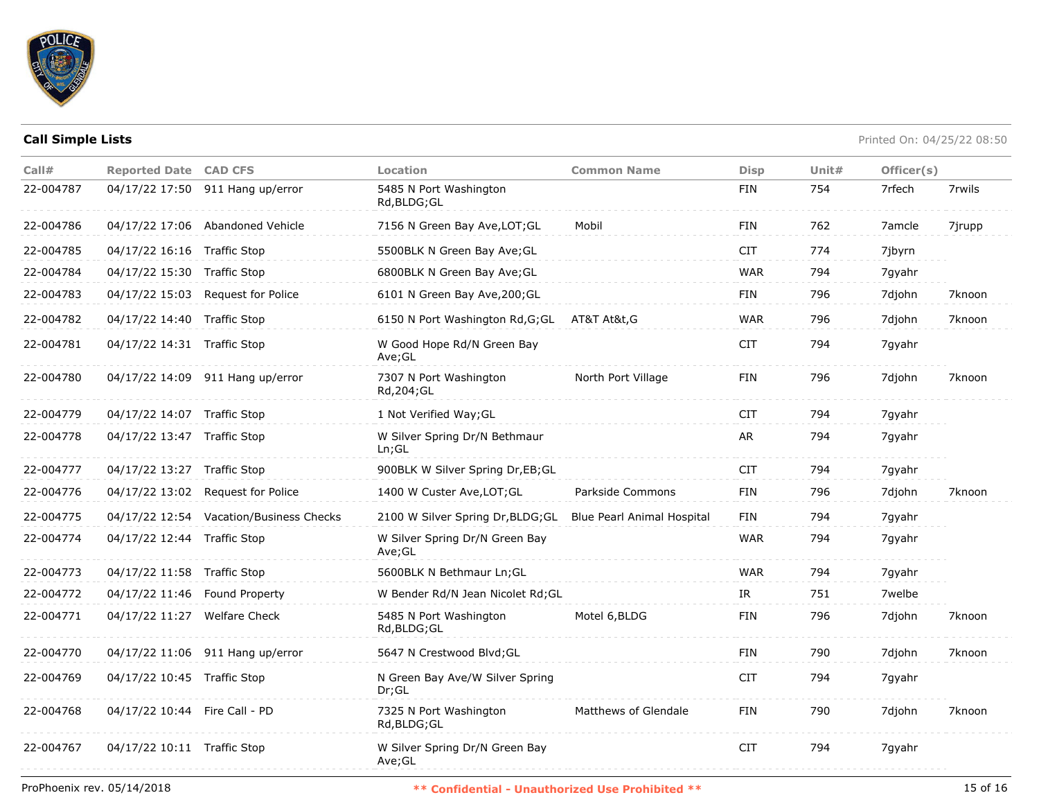## Call Simple Lists

Printed On: 04/25/22 08:50

| Call# | Reported Date | CAD CFS | Location | Common Name | Disp | Unit# | Officer(s) | |
|---|---|---|---|---|---|---|---|---|
| 22-004787 | 04/17/22 17:50 | 911 Hang up/error | 5485 N Port Washington Rd,BLDG;GL | | FIN | 754 | 7rfech | 7rwils |
| 22-004786 | 04/17/22 17:06 | Abandoned Vehicle | 7156 N Green Bay Ave,LOT;GL | Mobil | FIN | 762 | 7amcle | 7jrupp |
| 22-004785 | 04/17/22 16:16 | Traffic Stop | 5500BLK N Green Bay Ave;GL | | CIT | 774 | 7jbyrn | |
| 22-004784 | 04/17/22 15:30 | Traffic Stop | 6800BLK N Green Bay Ave;GL | | WAR | 794 | 7gyahr | |
| 22-004783 | 04/17/22 15:03 | Request for Police | 6101 N Green Bay Ave,200;GL | | FIN | 796 | 7djohn | 7knoon |
| 22-004782 | 04/17/22 14:40 | Traffic Stop | 6150 N Port Washington Rd,G;GL | AT&T At&t,G | WAR | 796 | 7djohn | 7knoon |
| 22-004781 | 04/17/22 14:31 | Traffic Stop | W Good Hope Rd/N Green Bay Ave;GL | | CIT | 794 | 7gyahr | |
| 22-004780 | 04/17/22 14:09 | 911 Hang up/error | 7307 N Port Washington Rd,204;GL | North Port Village | FIN | 796 | 7djohn | 7knoon |
| 22-004779 | 04/17/22 14:07 | Traffic Stop | 1 Not Verified Way;GL | | CIT | 794 | 7gyahr | |
| 22-004778 | 04/17/22 13:47 | Traffic Stop | W Silver Spring Dr/N Bethmaur Ln;GL | | AR | 794 | 7gyahr | |
| 22-004777 | 04/17/22 13:27 | Traffic Stop | 900BLK W Silver Spring Dr,EB;GL | | CIT | 794 | 7gyahr | |
| 22-004776 | 04/17/22 13:02 | Request for Police | 1400 W Custer Ave,LOT;GL | Parkside Commons | FIN | 796 | 7djohn | 7knoon |
| 22-004775 | 04/17/22 12:54 | Vacation/Business Checks | 2100 W Silver Spring Dr,BLDG;GL | Blue Pearl Animal Hospital | FIN | 794 | 7gyahr | |
| 22-004774 | 04/17/22 12:44 | Traffic Stop | W Silver Spring Dr/N Green Bay Ave;GL | | WAR | 794 | 7gyahr | |
| 22-004773 | 04/17/22 11:58 | Traffic Stop | 5600BLK N Bethmaur Ln;GL | | WAR | 794 | 7gyahr | |
| 22-004772 | 04/17/22 11:46 | Found Property | W Bender Rd/N Jean Nicolet Rd;GL | | IR | 751 | 7welbe | |
| 22-004771 | 04/17/22 11:27 | Welfare Check | 5485 N Port Washington Rd,BLDG;GL | Motel 6,BLDG | FIN | 796 | 7djohn | 7knoon |
| 22-004770 | 04/17/22 11:06 | 911 Hang up/error | 5647 N Crestwood Blvd;GL | | FIN | 790 | 7djohn | 7knoon |
| 22-004769 | 04/17/22 10:45 | Traffic Stop | N Green Bay Ave/W Silver Spring Dr;GL | | CIT | 794 | 7gyahr | |
| 22-004768 | 04/17/22 10:44 | Fire Call - PD | 7325 N Port Washington Rd,BLDG;GL | Matthews of Glendale | FIN | 790 | 7djohn | 7knoon |
| 22-004767 | 04/17/22 10:11 | Traffic Stop | W Silver Spring Dr/N Green Bay Ave;GL | | CIT | 794 | 7gyahr | |

ProPhoenix rev. 05/14/2018 — ** Confidential - Unauthorized Use Prohibited **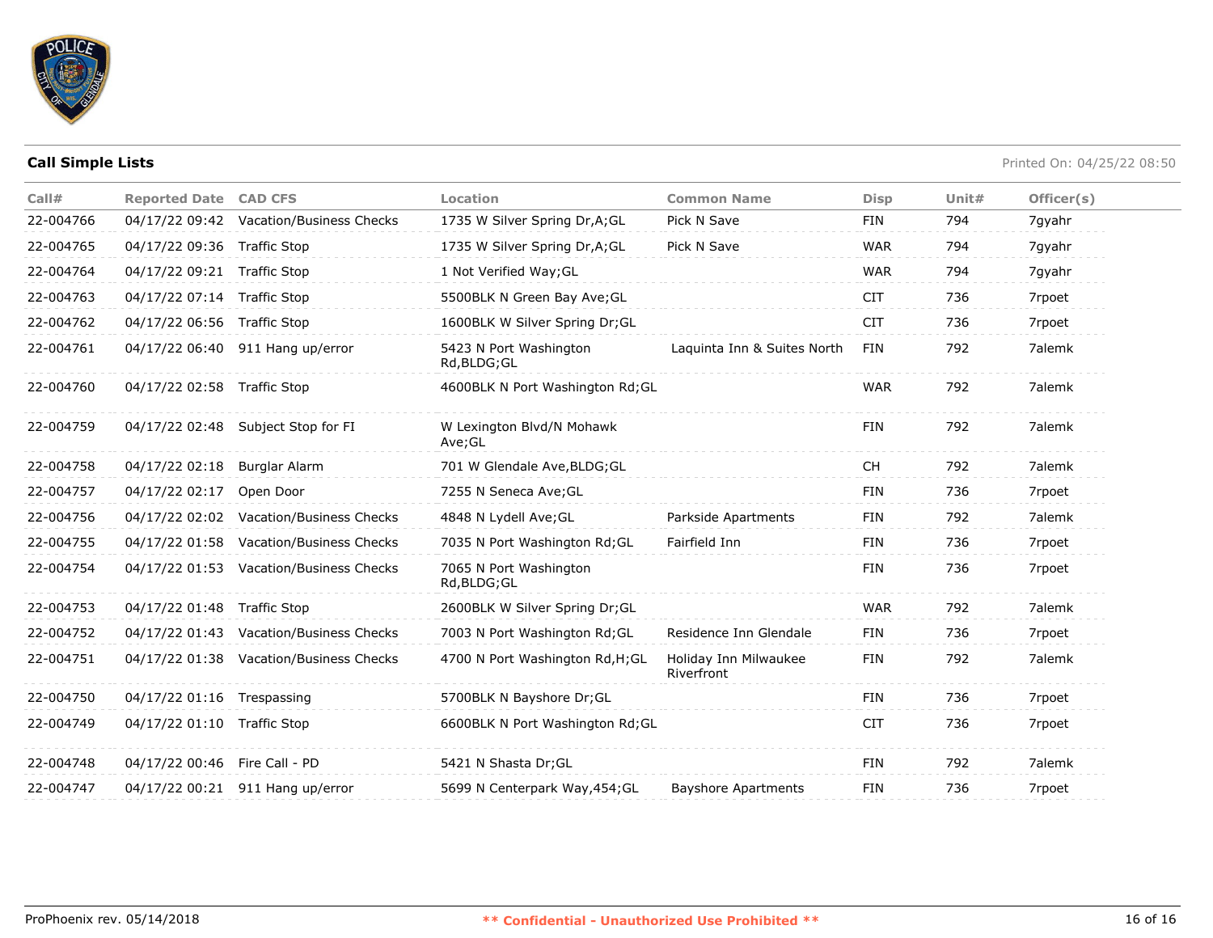**Call Simple Lists**

Printed On: 04/25/22 08:50

| Call# | Reported Date | CAD CFS | Location | Common Name | Disp | Unit# | Officer(s) |
|---|---|---|---|---|---|---|---|
| 22-004766 | 04/17/22 09:42 | Vacation/Business Checks | 1735 W Silver Spring Dr,A;GL | Pick N Save | FIN | 794 | 7gyahr |
| 22-004765 | 04/17/22 09:36 | Traffic Stop | 1735 W Silver Spring Dr,A;GL | Pick N Save | WAR | 794 | 7gyahr |
| 22-004764 | 04/17/22 09:21 | Traffic Stop | 1 Not Verified Way;GL | | WAR | 794 | 7gyahr |
| 22-004763 | 04/17/22 07:14 | Traffic Stop | 5500BLK N Green Bay Ave;GL | | CIT | 736 | 7rpoet |
| 22-004762 | 04/17/22 06:56 | Traffic Stop | 1600BLK W Silver Spring Dr;GL | | CIT | 736 | 7rpoet |
| 22-004761 | 04/17/22 06:40 | 911 Hang up/error | 5423 N Port Washington Rd,BLDG;GL | Laquinta Inn & Suites North | FIN | 792 | 7alemk |
| 22-004760 | 04/17/22 02:58 | Traffic Stop | 4600BLK N Port Washington Rd;GL | | WAR | 792 | 7alemk |
| 22-004759 | 04/17/22 02:48 | Subject Stop for FI | W Lexington Blvd/N Mohawk Ave;GL | | FIN | 792 | 7alemk |
| 22-004758 | 04/17/22 02:18 | Burglar Alarm | 701 W Glendale Ave,BLDG;GL | | CH | 792 | 7alemk |
| 22-004757 | 04/17/22 02:17 | Open Door | 7255 N Seneca Ave;GL | | FIN | 736 | 7rpoet |
| 22-004756 | 04/17/22 02:02 | Vacation/Business Checks | 4848 N Lydell Ave;GL | Parkside Apartments | FIN | 792 | 7alemk |
| 22-004755 | 04/17/22 01:58 | Vacation/Business Checks | 7035 N Port Washington Rd;GL | Fairfield Inn | FIN | 736 | 7rpoet |
| 22-004754 | 04/17/22 01:53 | Vacation/Business Checks | 7065 N Port Washington Rd,BLDG;GL | | FIN | 736 | 7rpoet |
| 22-004753 | 04/17/22 01:48 | Traffic Stop | 2600BLK W Silver Spring Dr;GL | | WAR | 792 | 7alemk |
| 22-004752 | 04/17/22 01:43 | Vacation/Business Checks | 7003 N Port Washington Rd;GL | Residence Inn Glendale | FIN | 736 | 7rpoet |
| 22-004751 | 04/17/22 01:38 | Vacation/Business Checks | 4700 N Port Washington Rd,H;GL | Holiday Inn Milwaukee Riverfront | FIN | 792 | 7alemk |
| 22-004750 | 04/17/22 01:16 | Trespassing | 5700BLK N Bayshore Dr;GL | | FIN | 736 | 7rpoet |
| 22-004749 | 04/17/22 01:10 | Traffic Stop | 6600BLK N Port Washington Rd;GL | | CIT | 736 | 7rpoet |
| 22-004748 | 04/17/22 00:46 | Fire Call - PD | 5421 N Shasta Dr;GL | | FIN | 792 | 7alemk |
| 22-004747 | 04/17/22 00:21 | 911 Hang up/error | 5699 N Centerpark Way,454;GL | Bayshore Apartments | FIN | 736 | 7rpoet |

ProPhoenix rev. 05/14/2018

** Confidential - Unauthorized Use Prohibited **